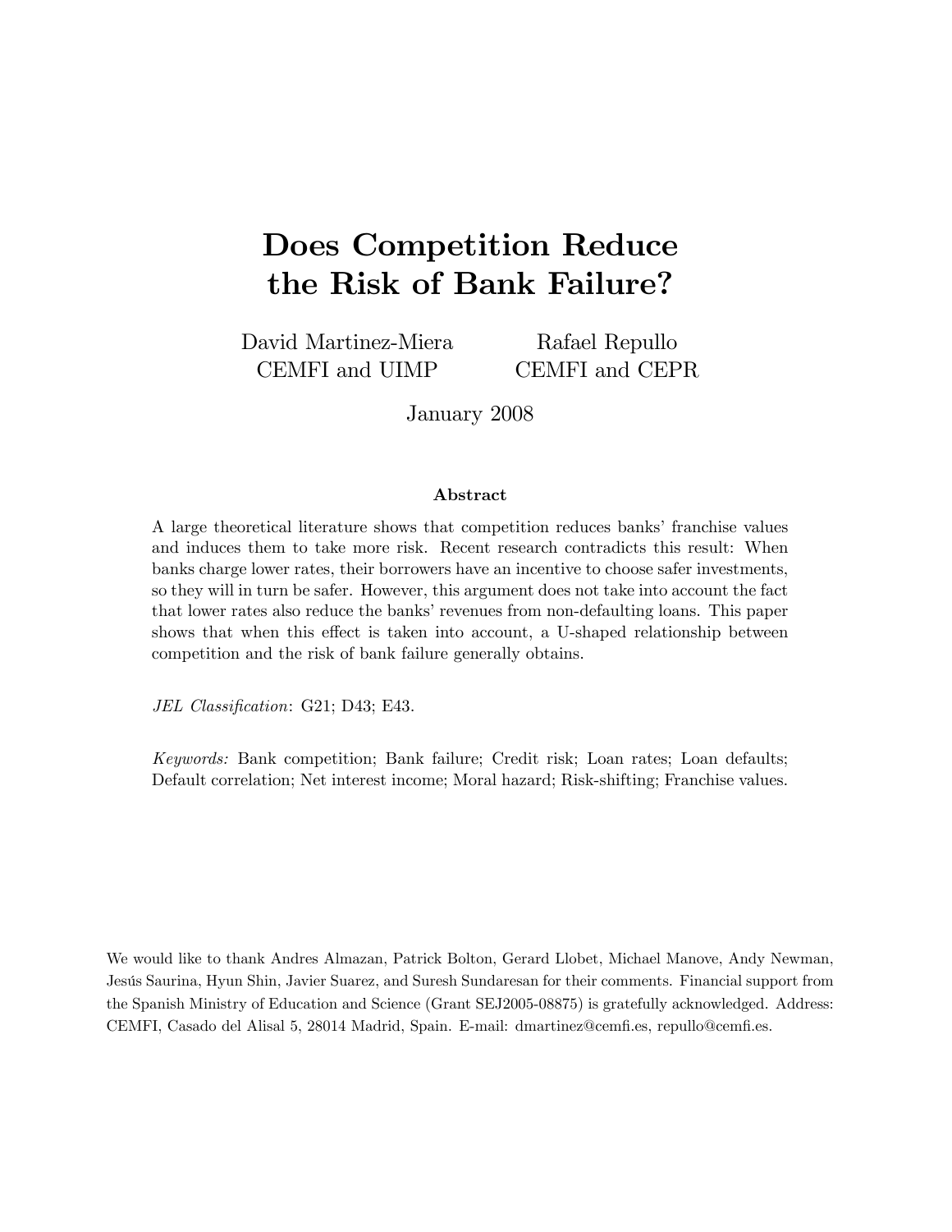# Does Competition Reduce the Risk of Bank Failure?

David Martinez-Miera
CEMFI and UIMP

Rafael Repullo
CEMFI and CEPR

January 2008

## Abstract

A large theoretical literature shows that competition reduces banks' franchise values and induces them to take more risk. Recent research contradicts this result: When banks charge lower rates, their borrowers have an incentive to choose safer investments, so they will in turn be safer. However, this argument does not take into account the fact that lower rates also reduce the banks' revenues from non-defaulting loans. This paper shows that when this effect is taken into account, a U-shaped relationship between competition and the risk of bank failure generally obtains.

*JEL Classification*: G21; D43; E43.

*Keywords:* Bank competition; Bank failure; Credit risk; Loan rates; Loan defaults; Default correlation; Net interest income; Moral hazard; Risk-shifting; Franchise values.

We would like to thank Andres Almazan, Patrick Bolton, Gerard Llobet, Michael Manove, Andy Newman, Jesús Saurina, Hyun Shin, Javier Suarez, and Suresh Sundaresan for their comments. Financial support from the Spanish Ministry of Education and Science (Grant SEJ2005-08875) is gratefully acknowledged. Address: CEMFI, Casado del Alisal 5, 28014 Madrid, Spain. E-mail: dmartinez@cemfi.es, repullo@cemfi.es.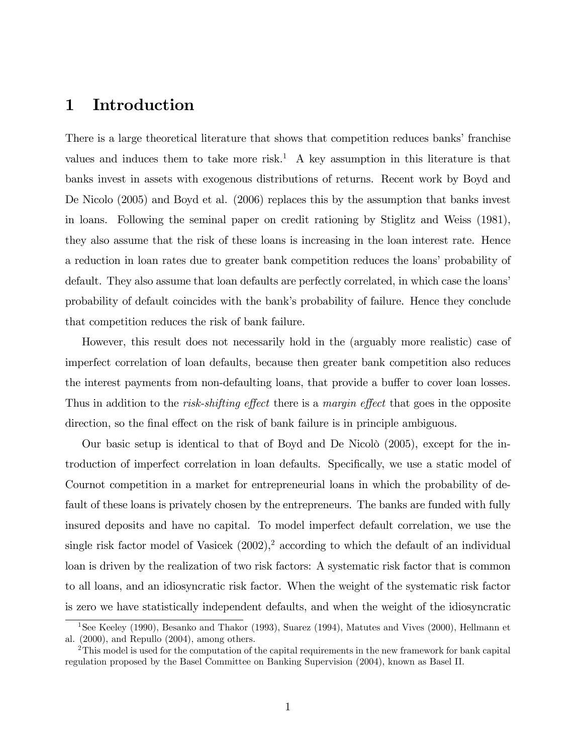# 1 Introduction

There is a large theoretical literature that shows that competition reduces banks' franchise values and induces them to take more risk.[1] A key assumption in this literature is that banks invest in assets with exogenous distributions of returns. Recent work by Boyd and De Nicolo (2005) and Boyd et al. (2006) replaces this by the assumption that banks invest in loans. Following the seminal paper on credit rationing by Stiglitz and Weiss (1981), they also assume that the risk of these loans is increasing in the loan interest rate. Hence a reduction in loan rates due to greater bank competition reduces the loans' probability of default. They also assume that loan defaults are perfectly correlated, in which case the loans' probability of default coincides with the bank's probability of failure. Hence they conclude that competition reduces the risk of bank failure.

However, this result does not necessarily hold in the (arguably more realistic) case of imperfect correlation of loan defaults, because then greater bank competition also reduces the interest payments from non-defaulting loans, that provide a buffer to cover loan losses. Thus in addition to the *risk-shifting effect* there is a *margin effect* that goes in the opposite direction, so the final effect on the risk of bank failure is in principle ambiguous.

Our basic setup is identical to that of Boyd and De Nicolò (2005), except for the introduction of imperfect correlation in loan defaults. Specifically, we use a static model of Cournot competition in a market for entrepreneurial loans in which the probability of default of these loans is privately chosen by the entrepreneurs. The banks are funded with fully insured deposits and have no capital. To model imperfect default correlation, we use the single risk factor model of Vasicek (2002),[2] according to which the default of an individual loan is driven by the realization of two risk factors: A systematic risk factor that is common to all loans, and an idiosyncratic risk factor. When the weight of the systematic risk factor is zero we have statistically independent defaults, and when the weight of the idiosyncratic

[1] See Keeley (1990), Besanko and Thakor (1993), Suarez (1994), Matutes and Vives (2000), Hellmann et al. (2000), and Repullo (2004), among others.

[2] This model is used for the computation of the capital requirements in the new framework for bank capital regulation proposed by the Basel Committee on Banking Supervision (2004), known as Basel II.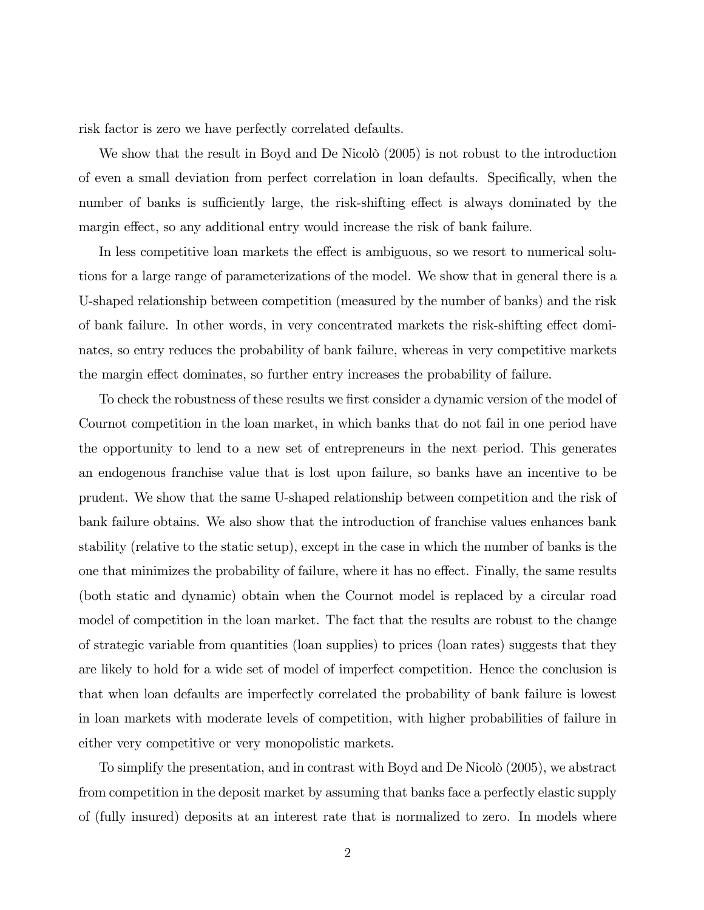risk factor is zero we have perfectly correlated defaults.

We show that the result in Boyd and De Nicolò (2005) is not robust to the introduction of even a small deviation from perfect correlation in loan defaults. Specifically, when the number of banks is sufficiently large, the risk-shifting effect is always dominated by the margin effect, so any additional entry would increase the risk of bank failure.

In less competitive loan markets the effect is ambiguous, so we resort to numerical solutions for a large range of parameterizations of the model. We show that in general there is a U-shaped relationship between competition (measured by the number of banks) and the risk of bank failure. In other words, in very concentrated markets the risk-shifting effect dominates, so entry reduces the probability of bank failure, whereas in very competitive markets the margin effect dominates, so further entry increases the probability of failure.

To check the robustness of these results we first consider a dynamic version of the model of Cournot competition in the loan market, in which banks that do not fail in one period have the opportunity to lend to a new set of entrepreneurs in the next period. This generates an endogenous franchise value that is lost upon failure, so banks have an incentive to be prudent. We show that the same U-shaped relationship between competition and the risk of bank failure obtains. We also show that the introduction of franchise values enhances bank stability (relative to the static setup), except in the case in which the number of banks is the one that minimizes the probability of failure, where it has no effect. Finally, the same results (both static and dynamic) obtain when the Cournot model is replaced by a circular road model of competition in the loan market. The fact that the results are robust to the change of strategic variable from quantities (loan supplies) to prices (loan rates) suggests that they are likely to hold for a wide set of model of imperfect competition. Hence the conclusion is that when loan defaults are imperfectly correlated the probability of bank failure is lowest in loan markets with moderate levels of competition, with higher probabilities of failure in either very competitive or very monopolistic markets.

To simplify the presentation, and in contrast with Boyd and De Nicolò (2005), we abstract from competition in the deposit market by assuming that banks face a perfectly elastic supply of (fully insured) deposits at an interest rate that is normalized to zero. In models where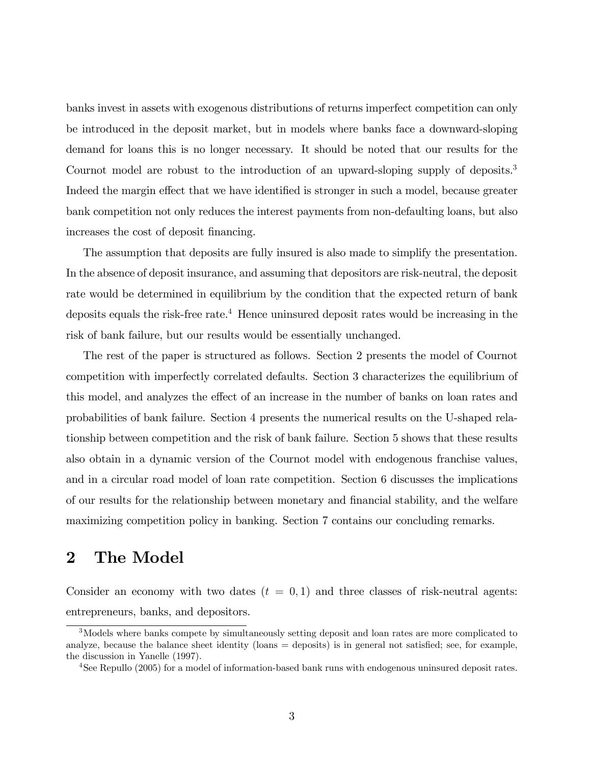banks invest in assets with exogenous distributions of returns imperfect competition can only be introduced in the deposit market, but in models where banks face a downward-sloping demand for loans this is no longer necessary. It should be noted that our results for the Cournot model are robust to the introduction of an upward-sloping supply of deposits.[3] Indeed the margin effect that we have identified is stronger in such a model, because greater bank competition not only reduces the interest payments from non-defaulting loans, but also increases the cost of deposit financing.

The assumption that deposits are fully insured is also made to simplify the presentation. In the absence of deposit insurance, and assuming that depositors are risk-neutral, the deposit rate would be determined in equilibrium by the condition that the expected return of bank deposits equals the risk-free rate.[4] Hence uninsured deposit rates would be increasing in the risk of bank failure, but our results would be essentially unchanged.

The rest of the paper is structured as follows. Section 2 presents the model of Cournot competition with imperfectly correlated defaults. Section 3 characterizes the equilibrium of this model, and analyzes the effect of an increase in the number of banks on loan rates and probabilities of bank failure. Section 4 presents the numerical results on the U-shaped relationship between competition and the risk of bank failure. Section 5 shows that these results also obtain in a dynamic version of the Cournot model with endogenous franchise values, and in a circular road model of loan rate competition. Section 6 discusses the implications of our results for the relationship between monetary and financial stability, and the welfare maximizing competition policy in banking. Section 7 contains our concluding remarks.

## 2 The Model

Consider an economy with two dates ($t = 0, 1$) and three classes of risk-neutral agents: entrepreneurs, banks, and depositors.

[3] Models where banks compete by simultaneously setting deposit and loan rates are more complicated to analyze, because the balance sheet identity (loans = deposits) is in general not satisfied; see, for example, the discussion in Yanelle (1997).

[4] See Repullo (2005) for a model of information-based bank runs with endogenous uninsured deposit rates.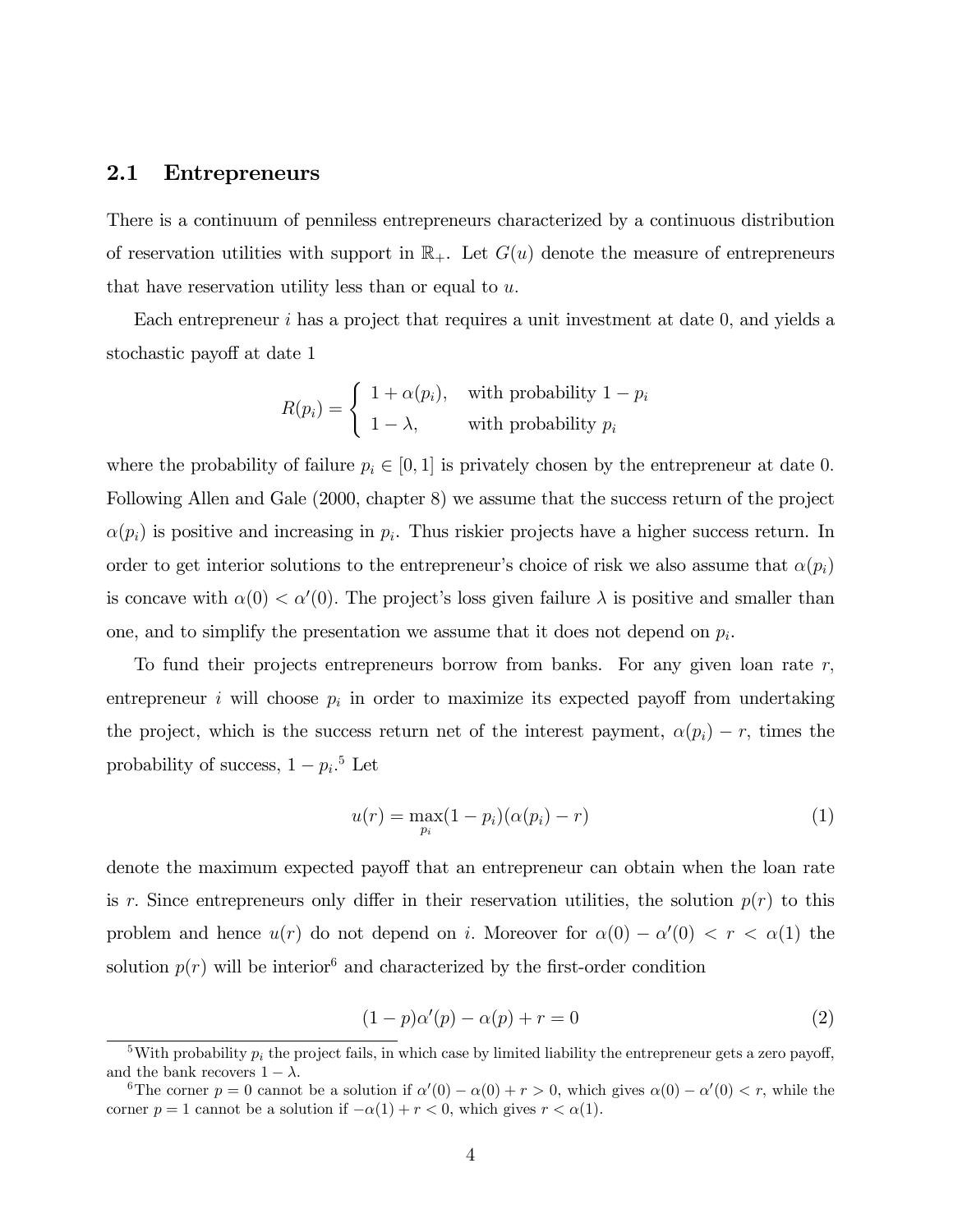## 2.1 Entrepreneurs

There is a continuum of penniless entrepreneurs characterized by a continuous distribution of reservation utilities with support in $\mathbb{R}_+$. Let $G(u)$ denote the measure of entrepreneurs that have reservation utility less than or equal to $u$.

Each entrepreneur $i$ has a project that requires a unit investment at date 0, and yields a stochastic payoff at date 1

$$R(p_i) = \begin{cases} 1 + \alpha(p_i), & \text{with probability } 1 - p_i \\ 1 - \lambda, & \text{with probability } p_i \end{cases}$$

where the probability of failure $p_i \in [0, 1]$ is privately chosen by the entrepreneur at date 0. Following Allen and Gale (2000, chapter 8) we assume that the success return of the project $\alpha(p_i)$ is positive and increasing in $p_i$. Thus riskier projects have a higher success return. In order to get interior solutions to the entrepreneur's choice of risk we also assume that $\alpha(p_i)$ is concave with $\alpha(0) < \alpha'(0)$. The project's loss given failure $\lambda$ is positive and smaller than one, and to simplify the presentation we assume that it does not depend on $p_i$.

To fund their projects entrepreneurs borrow from banks. For any given loan rate $r$, entrepreneur $i$ will choose $p_i$ in order to maximize its expected payoff from undertaking the project, which is the success return net of the interest payment, $\alpha(p_i) - r$, times the probability of success, $1 - p_i$.[5] Let

$$u(r) = \max_{p_i} (1 - p_i)(\alpha(p_i) - r) \tag{1}$$

denote the maximum expected payoff that an entrepreneur can obtain when the loan rate is $r$. Since entrepreneurs only differ in their reservation utilities, the solution $p(r)$ to this problem and hence $u(r)$ do not depend on $i$. Moreover for $\alpha(0) - \alpha'(0) < r < \alpha(1)$ the solution $p(r)$ will be interior[6] and characterized by the first-order condition

$$(1 - p)\alpha'(p) - \alpha(p) + r = 0 \tag{2}$$

[5] With probability $p_i$ the project fails, in which case by limited liability the entrepreneur gets a zero payoff, and the bank recovers $1 - \lambda$.

[6] The corner $p = 0$ cannot be a solution if $\alpha'(0) - \alpha(0) + r > 0$, which gives $\alpha(0) - \alpha'(0) < r$, while the corner $p = 1$ cannot be a solution if $-\alpha(1) + r < 0$, which gives $r < \alpha(1)$.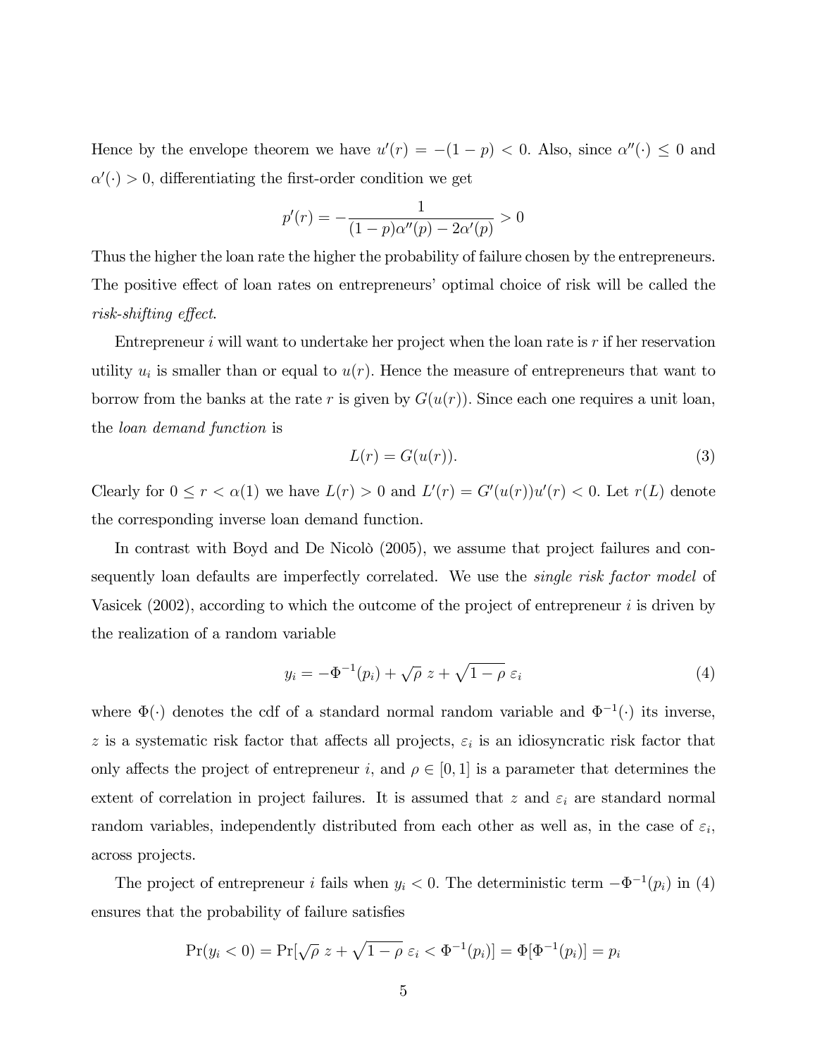Hence by the envelope theorem we have $u'(r) = -(1-p) < 0$. Also, since $\alpha''(\cdot) \leq 0$ and $\alpha'(\cdot) > 0$, differentiating the first-order condition we get

$$p'(r) = -\frac{1}{(1-p)\alpha''(p) - 2\alpha'(p)} > 0$$

Thus the higher the loan rate the higher the probability of failure chosen by the entrepreneurs. The positive effect of loan rates on entrepreneurs' optimal choice of risk will be called the *risk-shifting effect*.

Entrepreneur $i$ will want to undertake her project when the loan rate is $r$ if her reservation utility $u_i$ is smaller than or equal to $u(r)$. Hence the measure of entrepreneurs that want to borrow from the banks at the rate $r$ is given by $G(u(r))$. Since each one requires a unit loan, the *loan demand function* is

$$L(r) = G(u(r)). \tag{3}$$

Clearly for $0 \leq r < \alpha(1)$ we have $L(r) > 0$ and $L'(r) = G'(u(r))u'(r) < 0$. Let $r(L)$ denote the corresponding inverse loan demand function.

In contrast with Boyd and De Nicolò (2005), we assume that project failures and consequently loan defaults are imperfectly correlated. We use the *single risk factor model* of Vasicek (2002), according to which the outcome of the project of entrepreneur $i$ is driven by the realization of a random variable

$$y_i = -\Phi^{-1}(p_i) + \sqrt{\rho}\, z + \sqrt{1-\rho}\, \varepsilon_i \tag{4}$$

where $\Phi(\cdot)$ denotes the cdf of a standard normal random variable and $\Phi^{-1}(\cdot)$ its inverse, $z$ is a systematic risk factor that affects all projects, $\varepsilon_i$ is an idiosyncratic risk factor that only affects the project of entrepreneur $i$, and $\rho \in [0,1]$ is a parameter that determines the extent of correlation in project failures. It is assumed that $z$ and $\varepsilon_i$ are standard normal random variables, independently distributed from each other as well as, in the case of $\varepsilon_i$, across projects.

The project of entrepreneur $i$ fails when $y_i < 0$. The deterministic term $-\Phi^{-1}(p_i)$ in (4) ensures that the probability of failure satisfies

$$\Pr(y_i < 0) = \Pr[\sqrt{\rho}\, z + \sqrt{1-\rho}\, \varepsilon_i < \Phi^{-1}(p_i)] = \Phi[\Phi^{-1}(p_i)] = p_i$$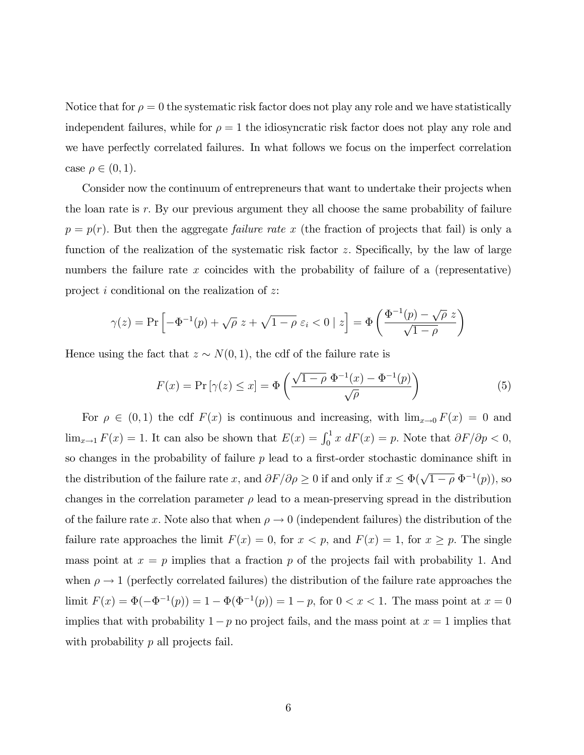Notice that for $\rho = 0$ the systematic risk factor does not play any role and we have statistically independent failures, while for $\rho = 1$ the idiosyncratic risk factor does not play any role and we have perfectly correlated failures. In what follows we focus on the imperfect correlation case $\rho \in (0, 1)$.

Consider now the continuum of entrepreneurs that want to undertake their projects when the loan rate is $r$. By our previous argument they all choose the same probability of failure $p = p(r)$. But then the aggregate *failure rate* $x$ (the fraction of projects that fail) is only a function of the realization of the systematic risk factor $z$. Specifically, by the law of large numbers the failure rate $x$ coincides with the probability of failure of a (representative) project $i$ conditional on the realization of $z$:

$$\gamma(z) = \Pr\left[-\Phi^{-1}(p) + \sqrt{\rho}\; z + \sqrt{1-\rho}\; \varepsilon_i < 0 \mid z\right] = \Phi\left(\frac{\Phi^{-1}(p) - \sqrt{\rho}\; z}{\sqrt{1-\rho}}\right)$$

Hence using the fact that $z \sim N(0, 1)$, the cdf of the failure rate is

$$F(x) = \Pr\left[\gamma(z) \leq x\right] = \Phi\left(\frac{\sqrt{1-\rho}\; \Phi^{-1}(x) - \Phi^{-1}(p)}{\sqrt{\rho}}\right) \tag{5}$$

For $\rho \in (0, 1)$ the cdf $F(x)$ is continuous and increasing, with $\lim_{x \to 0} F(x) = 0$ and $\lim_{x \to 1} F(x) = 1$. It can also be shown that $E(x) = \int_0^1 x \; dF(x) = p$. Note that $\partial F / \partial p < 0$, so changes in the probability of failure $p$ lead to a first-order stochastic dominance shift in the distribution of the failure rate $x$, and $\partial F / \partial \rho \geq 0$ if and only if $x \leq \Phi(\sqrt{1-\rho}\; \Phi^{-1}(p))$, so changes in the correlation parameter $\rho$ lead to a mean-preserving spread in the distribution of the failure rate $x$. Note also that when $\rho \to 0$ (independent failures) the distribution of the failure rate approaches the limit $F(x) = 0$, for $x < p$, and $F(x) = 1$, for $x \geq p$. The single mass point at $x = p$ implies that a fraction $p$ of the projects fail with probability 1. And when $\rho \to 1$ (perfectly correlated failures) the distribution of the failure rate approaches the limit $F(x) = \Phi(-\Phi^{-1}(p)) = 1 - \Phi(\Phi^{-1}(p)) = 1 - p$, for $0 < x < 1$. The mass point at $x = 0$ implies that with probability $1 - p$ no project fails, and the mass point at $x = 1$ implies that with probability $p$ all projects fail.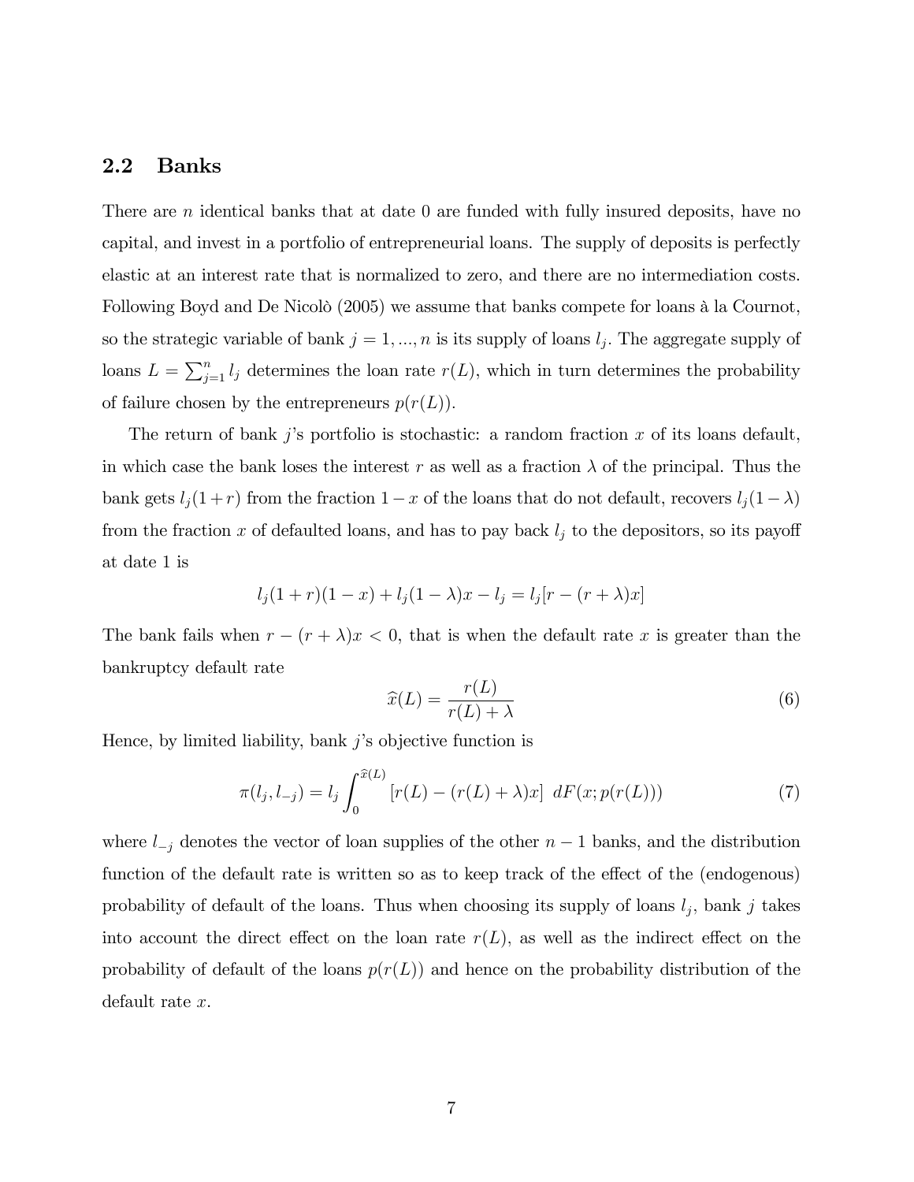## 2.2 Banks

There are $n$ identical banks that at date 0 are funded with fully insured deposits, have no capital, and invest in a portfolio of entrepreneurial loans. The supply of deposits is perfectly elastic at an interest rate that is normalized to zero, and there are no intermediation costs. Following Boyd and De Nicolò (2005) we assume that banks compete for loans à la Cournot, so the strategic variable of bank $j = 1, ..., n$ is its supply of loans $l_j$. The aggregate supply of loans $L = \sum_{j=1}^{n} l_j$ determines the loan rate $r(L)$, which in turn determines the probability of failure chosen by the entrepreneurs $p(r(L))$.

The return of bank $j$'s portfolio is stochastic: a random fraction $x$ of its loans default, in which case the bank loses the interest $r$ as well as a fraction $\lambda$ of the principal. Thus the bank gets $l_j(1 + r)$ from the fraction $1 - x$ of the loans that do not default, recovers $l_j(1 - \lambda)$ from the fraction $x$ of defaulted loans, and has to pay back $l_j$ to the depositors, so its payoff at date 1 is

$$l_j(1 + r)(1 - x) + l_j(1 - \lambda)x - l_j = l_j[r - (r + \lambda)x]$$

The bank fails when $r - (r + \lambda)x < 0$, that is when the default rate $x$ is greater than the bankruptcy default rate

$$\widehat{x}(L) = \frac{r(L)}{r(L) + \lambda} \tag{6}$$

Hence, by limited liability, bank $j$'s objective function is

$$\pi(l_j, l_{-j}) = l_j \int_0^{\widehat{x}(L)} [r(L) - (r(L) + \lambda)x] \; dF(x; p(r(L))) \tag{7}$$

where $l_{-j}$ denotes the vector of loan supplies of the other $n - 1$ banks, and the distribution function of the default rate is written so as to keep track of the effect of the (endogenous) probability of default of the loans. Thus when choosing its supply of loans $l_j$, bank $j$ takes into account the direct effect on the loan rate $r(L)$, as well as the indirect effect on the probability of default of the loans $p(r(L))$ and hence on the probability distribution of the default rate $x$.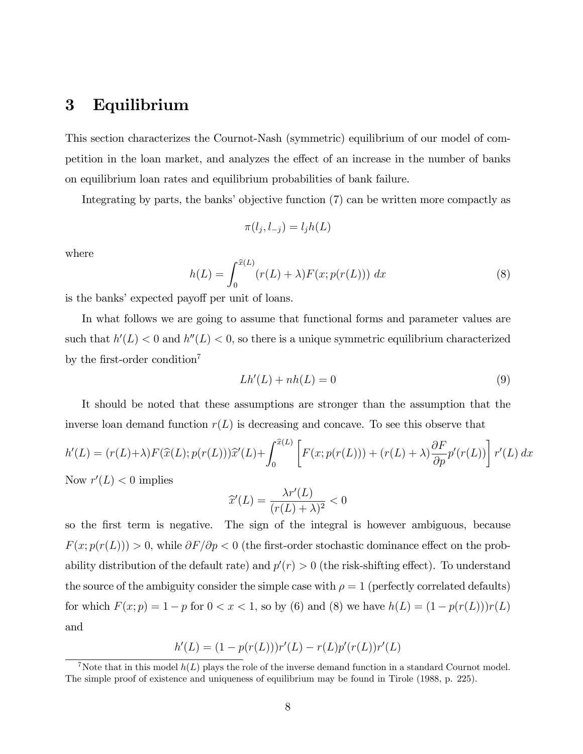# 3 Equilibrium

This section characterizes the Cournot-Nash (symmetric) equilibrium of our model of competition in the loan market, and analyzes the effect of an increase in the number of banks on equilibrium loan rates and equilibrium probabilities of bank failure.

Integrating by parts, the banks' objective function (7) can be written more compactly as

$$\pi(l_j, l_{-j}) = l_j h(L)$$

where

$$h(L) = \int_0^{\widehat{x}(L)} (r(L) + \lambda) F(x; p(r(L)))\, dx \tag{8}$$

is the banks' expected payoff per unit of loans.

In what follows we are going to assume that functional forms and parameter values are such that $h'(L) < 0$ and $h''(L) < 0$, so there is a unique symmetric equilibrium characterized by the first-order condition[7]

$$Lh'(L) + nh(L) = 0 \tag{9}$$

It should be noted that these assumptions are stronger than the assumption that the inverse loan demand function $r(L)$ is decreasing and concave. To see this observe that

$$h'(L) = (r(L)+\lambda)F(\widehat{x}(L); p(r(L)))\widehat{x}'(L) + \int_0^{\widehat{x}(L)} \left[ F(x; p(r(L))) + (r(L) + \lambda)\frac{\partial F}{\partial p} p'(r(L)) \right] r'(L)\, dx$$

Now $r'(L) < 0$ implies

$$\widehat{x}'(L) = \frac{\lambda r'(L)}{(r(L) + \lambda)^2} < 0$$

so the first term is negative. The sign of the integral is however ambiguous, because $F(x; p(r(L))) > 0$, while $\partial F/\partial p < 0$ (the first-order stochastic dominance effect on the probability distribution of the default rate) and $p'(r) > 0$ (the risk-shifting effect). To understand the source of the ambiguity consider the simple case with $\rho = 1$ (perfectly correlated defaults) for which $F(x; p) = 1 - p$ for $0 < x < 1$, so by (6) and (8) we have $h(L) = (1 - p(r(L)))r(L)$ and

$$h'(L) = (1 - p(r(L)))r'(L) - r(L)p'(r(L))r'(L)$$

[7] Note that in this model $h(L)$ plays the role of the inverse demand function in a standard Cournot model. The simple proof of existence and uniqueness of equilibrium may be found in Tirole (1988, p. 225).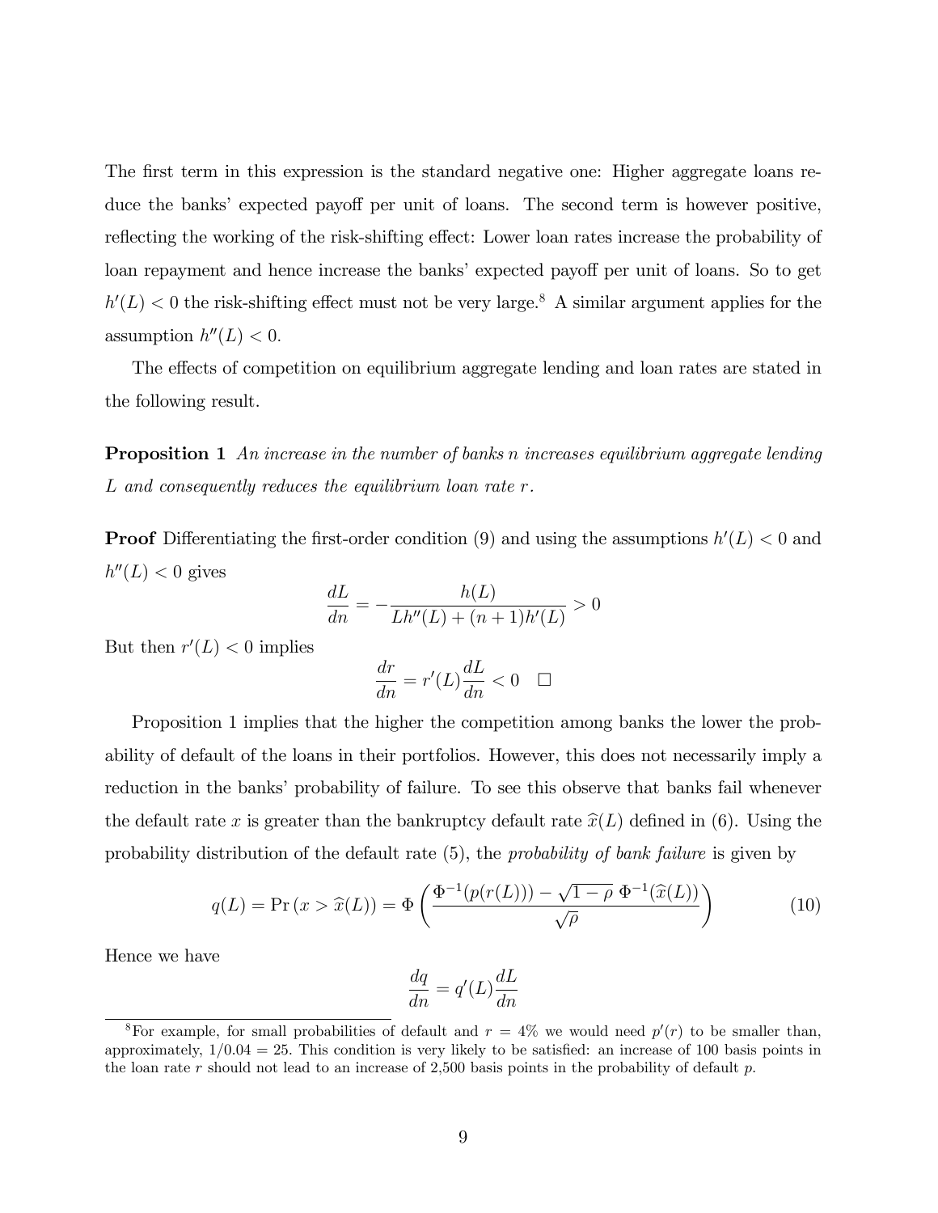The first term in this expression is the standard negative one: Higher aggregate loans reduce the banks' expected payoff per unit of loans. The second term is however positive, reflecting the working of the risk-shifting effect: Lower loan rates increase the probability of loan repayment and hence increase the banks' expected payoff per unit of loans. So to get $h'(L) < 0$ the risk-shifting effect must not be very large.[8] A similar argument applies for the assumption $h''(L) < 0$.

The effects of competition on equilibrium aggregate lending and loan rates are stated in the following result.

**Proposition 1** *An increase in the number of banks $n$ increases equilibrium aggregate lending $L$ and consequently reduces the equilibrium loan rate $r$.*

**Proof** Differentiating the first-order condition (9) and using the assumptions $h'(L) < 0$ and $h''(L) < 0$ gives

$$\frac{dL}{dn} = -\frac{h(L)}{Lh''(L) + (n+1)h'(L)} > 0$$

But then $r'(L) < 0$ implies

$$\frac{dr}{dn} = r'(L)\frac{dL}{dn} < 0 \quad \square$$

Proposition 1 implies that the higher the competition among banks the lower the probability of default of the loans in their portfolios. However, this does not necessarily imply a reduction in the banks' probability of failure. To see this observe that banks fail whenever the default rate $x$ is greater than the bankruptcy default rate $\widehat{x}(L)$ defined in (6). Using the probability distribution of the default rate (5), the *probability of bank failure* is given by

$$q(L) = \Pr\left(x > \widehat{x}(L)\right) = \Phi\left(\frac{\Phi^{-1}(p(r(L))) - \sqrt{1-\rho}\;\Phi^{-1}(\widehat{x}(L))}{\sqrt{\rho}}\right) \tag{10}$$

Hence we have

$$\frac{dq}{dn} = q'(L)\frac{dL}{dn}$$

[8] For example, for small probabilities of default and $r = 4\%$ we would need $p'(r)$ to be smaller than, approximately, $1/0.04 = 25$. This condition is very likely to be satisfied: an increase of 100 basis points in the loan rate $r$ should not lead to an increase of 2,500 basis points in the probability of default $p$.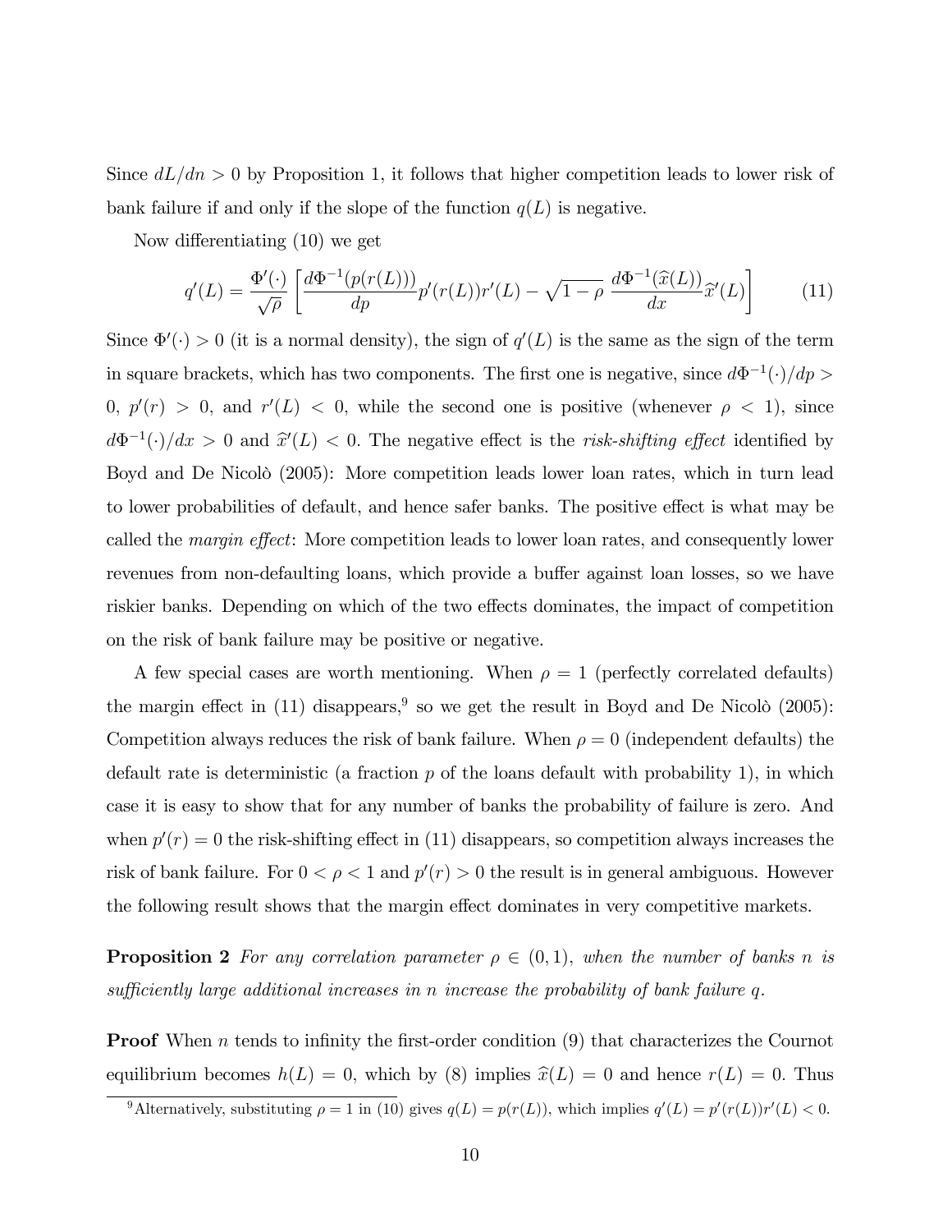Since $dL/dn > 0$ by Proposition 1, it follows that higher competition leads to lower risk of bank failure if and only if the slope of the function $q(L)$ is negative.

Now differentiating (10) we get

$$q'(L) = \frac{\Phi'(\cdot)}{\sqrt{\rho}} \left[ \frac{d\Phi^{-1}(p(r(L)))}{dp} p'(r(L)) r'(L) - \sqrt{1-\rho}\, \frac{d\Phi^{-1}(\widehat{x}(L))}{dx} \widehat{x}'(L) \right] \tag{11}$$

Since $\Phi'(\cdot) > 0$ (it is a normal density), the sign of $q'(L)$ is the same as the sign of the term in square brackets, which has two components. The first one is negative, since $d\Phi^{-1}(\cdot)/dp > 0$, $p'(r) > 0$, and $r'(L) < 0$, while the second one is positive (whenever $\rho < 1$), since $d\Phi^{-1}(\cdot)/dx > 0$ and $\widehat{x}'(L) < 0$. The negative effect is the *risk-shifting effect* identified by Boyd and De Nicolò (2005): More competition leads lower loan rates, which in turn lead to lower probabilities of default, and hence safer banks. The positive effect is what may be called the *margin effect*: More competition leads to lower loan rates, and consequently lower revenues from non-defaulting loans, which provide a buffer against loan losses, so we have riskier banks. Depending on which of the two effects dominates, the impact of competition on the risk of bank failure may be positive or negative.

A few special cases are worth mentioning. When $\rho = 1$ (perfectly correlated defaults) the margin effect in (11) disappears,[9] so we get the result in Boyd and De Nicolò (2005): Competition always reduces the risk of bank failure. When $\rho = 0$ (independent defaults) the default rate is deterministic (a fraction $p$ of the loans default with probability 1), in which case it is easy to show that for any number of banks the probability of failure is zero. And when $p'(r) = 0$ the risk-shifting effect in (11) disappears, so competition always increases the risk of bank failure. For $0 < \rho < 1$ and $p'(r) > 0$ the result is in general ambiguous. However the following result shows that the margin effect dominates in very competitive markets.

**Proposition 2** *For any correlation parameter $\rho \in (0, 1)$, when the number of banks $n$ is sufficiently large additional increases in $n$ increase the probability of bank failure $q$.*

**Proof** When $n$ tends to infinity the first-order condition (9) that characterizes the Cournot equilibrium becomes $h(L) = 0$, which by (8) implies $\widehat{x}(L) = 0$ and hence $r(L) = 0$. Thus

[9] Alternatively, substituting $\rho = 1$ in (10) gives $q(L) = p(r(L))$, which implies $q'(L) = p'(r(L))r'(L) < 0$.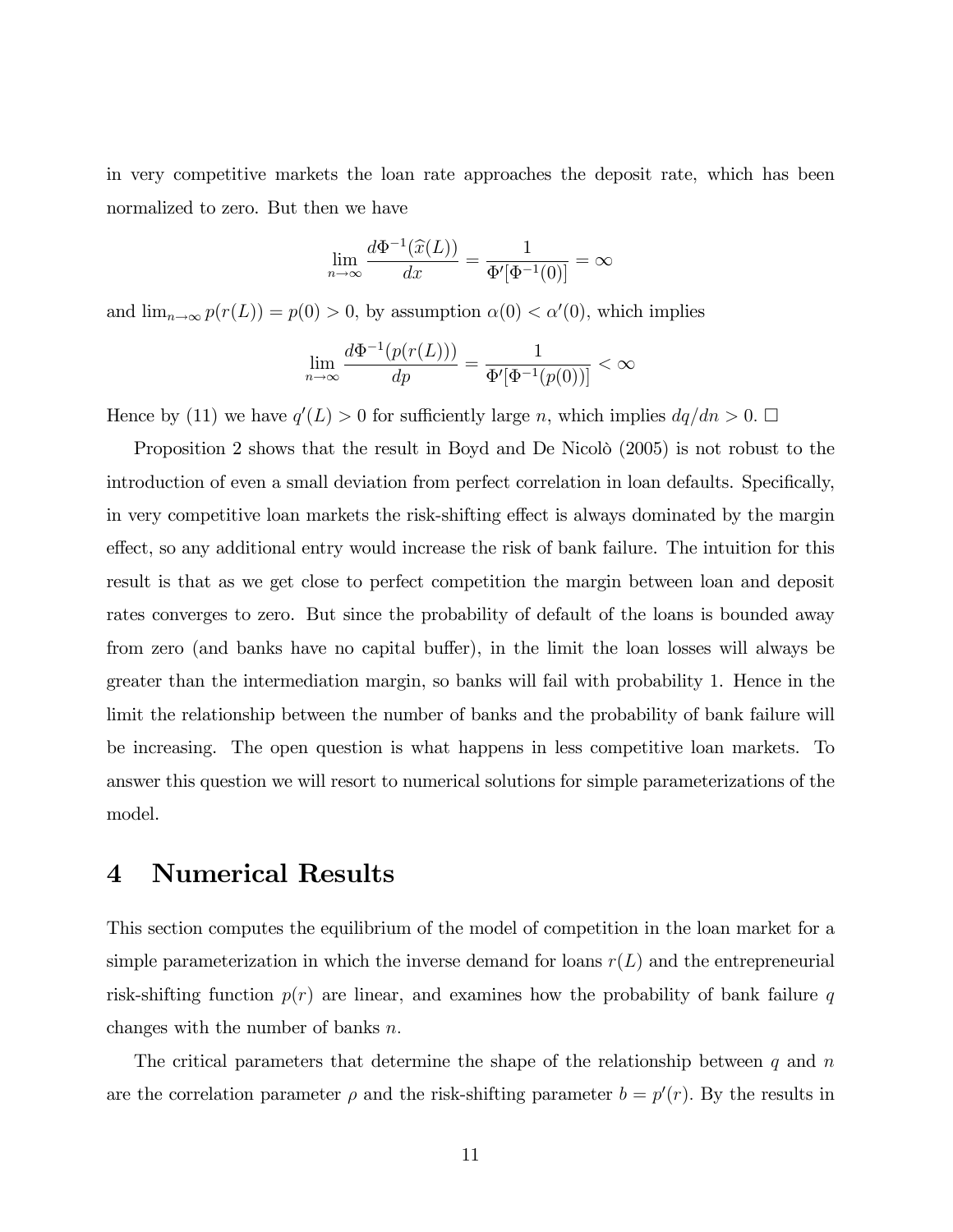in very competitive markets the loan rate approaches the deposit rate, which has been normalized to zero. But then we have

$$\lim_{n\to\infty} \frac{d\Phi^{-1}(\widehat{x}(L))}{dx} = \frac{1}{\Phi'[\Phi^{-1}(0)]} = \infty$$

and $\lim_{n\to\infty} p(r(L)) = p(0) > 0$, by assumption $\alpha(0) < \alpha'(0)$, which implies

$$\lim_{n\to\infty} \frac{d\Phi^{-1}(p(r(L)))}{dp} = \frac{1}{\Phi'[\Phi^{-1}(p(0))]} < \infty$$

Hence by (11) we have $q'(L) > 0$ for sufficiently large $n$, which implies $dq/dn > 0$. $\square$

Proposition 2 shows that the result in Boyd and De Nicolò (2005) is not robust to the introduction of even a small deviation from perfect correlation in loan defaults. Specifically, in very competitive loan markets the risk-shifting effect is always dominated by the margin effect, so any additional entry would increase the risk of bank failure. The intuition for this result is that as we get close to perfect competition the margin between loan and deposit rates converges to zero. But since the probability of default of the loans is bounded away from zero (and banks have no capital buffer), in the limit the loan losses will always be greater than the intermediation margin, so banks will fail with probability 1. Hence in the limit the relationship between the number of banks and the probability of bank failure will be increasing. The open question is what happens in less competitive loan markets. To answer this question we will resort to numerical solutions for simple parameterizations of the model.

# 4 Numerical Results

This section computes the equilibrium of the model of competition in the loan market for a simple parameterization in which the inverse demand for loans $r(L)$ and the entrepreneurial risk-shifting function $p(r)$ are linear, and examines how the probability of bank failure $q$ changes with the number of banks $n$.

The critical parameters that determine the shape of the relationship between $q$ and $n$ are the correlation parameter $\rho$ and the risk-shifting parameter $b = p'(r)$. By the results in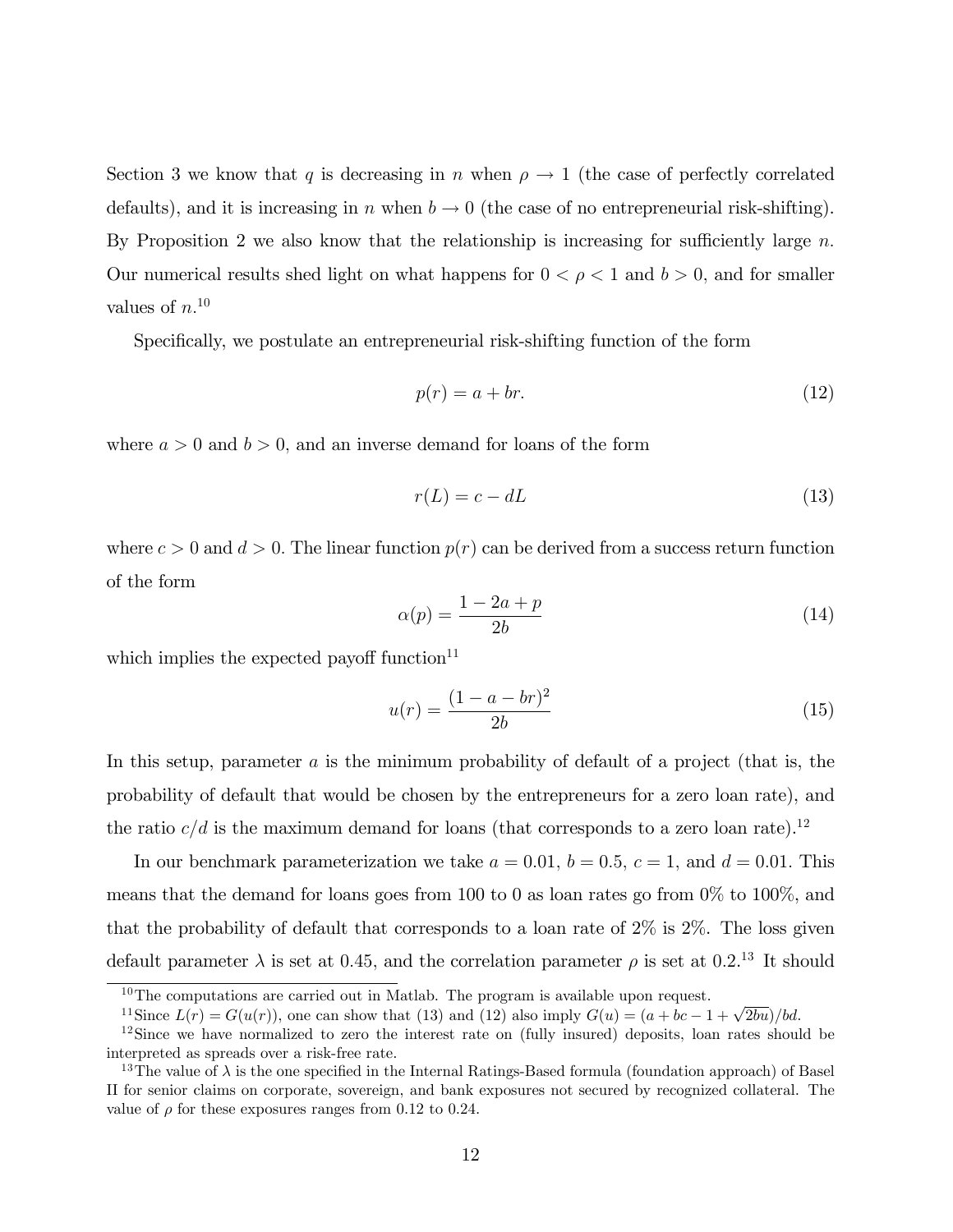Section 3 we know that $q$ is decreasing in $n$ when $\rho \to 1$ (the case of perfectly correlated defaults), and it is increasing in $n$ when $b \to 0$ (the case of no entrepreneurial risk-shifting). By Proposition 2 we also know that the relationship is increasing for sufficiently large $n$. Our numerical results shed light on what happens for $0 < \rho < 1$ and $b > 0$, and for smaller values of $n$.[10]

Specifically, we postulate an entrepreneurial risk-shifting function of the form

$$p(r) = a + br. \tag{12}$$

where $a > 0$ and $b > 0$, and an inverse demand for loans of the form

$$r(L) = c - dL \tag{13}$$

where $c > 0$ and $d > 0$. The linear function $p(r)$ can be derived from a success return function of the form

$$\alpha(p) = \frac{1 - 2a + p}{2b} \tag{14}$$

which implies the expected payoff function[11]

$$u(r) = \frac{(1 - a - br)^2}{2b} \tag{15}$$

In this setup, parameter $a$ is the minimum probability of default of a project (that is, the probability of default that would be chosen by the entrepreneurs for a zero loan rate), and the ratio $c/d$ is the maximum demand for loans (that corresponds to a zero loan rate).[12]

In our benchmark parameterization we take $a = 0.01$, $b = 0.5$, $c = 1$, and $d = 0.01$. This means that the demand for loans goes from 100 to 0 as loan rates go from 0% to 100%, and that the probability of default that corresponds to a loan rate of 2% is 2%. The loss given default parameter $\lambda$ is set at 0.45, and the correlation parameter $\rho$ is set at 0.2.[13] It should

---

[10] The computations are carried out in Matlab. The program is available upon request.

[11] Since $L(r) = G(u(r))$, one can show that (13) and (12) also imply $G(u) = (a + bc - 1 + \sqrt{2bu})/bd$.

[12] Since we have normalized to zero the interest rate on (fully insured) deposits, loan rates should be interpreted as spreads over a risk-free rate.

[13] The value of $\lambda$ is the one specified in the Internal Ratings-Based formula (foundation approach) of Basel II for senior claims on corporate, sovereign, and bank exposures not secured by recognized collateral. The value of $\rho$ for these exposures ranges from 0.12 to 0.24.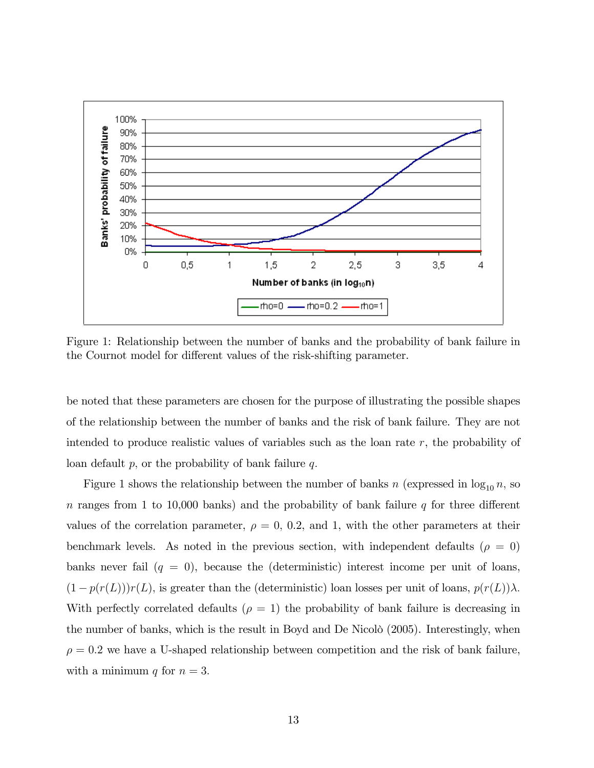Figure 1: Relationship between the number of banks and the probability of bank failure in the Cournot model for different values of the risk-shifting parameter.

be noted that these parameters are chosen for the purpose of illustrating the possible shapes of the relationship between the number of banks and the risk of bank failure. They are not intended to produce realistic values of variables such as the loan rate $r$, the probability of loan default $p$, or the probability of bank failure $q$.

Figure 1 shows the relationship between the number of banks $n$ (expressed in $\log_{10} n$, so $n$ ranges from 1 to 10,000 banks) and the probability of bank failure $q$ for three different values of the correlation parameter, $\rho = 0$, 0.2, and 1, with the other parameters at their benchmark levels. As noted in the previous section, with independent defaults ($\rho = 0$) banks never fail ($q = 0$), because the (deterministic) interest income per unit of loans, $(1 - p(r(L)))r(L)$, is greater than the (deterministic) loan losses per unit of loans, $p(r(L))\lambda$. With perfectly correlated defaults ($\rho = 1$) the probability of bank failure is decreasing in the number of banks, which is the result in Boyd and De Nicolò (2005). Interestingly, when $\rho = 0.2$ we have a U-shaped relationship between competition and the risk of bank failure, with a minimum $q$ for $n = 3$.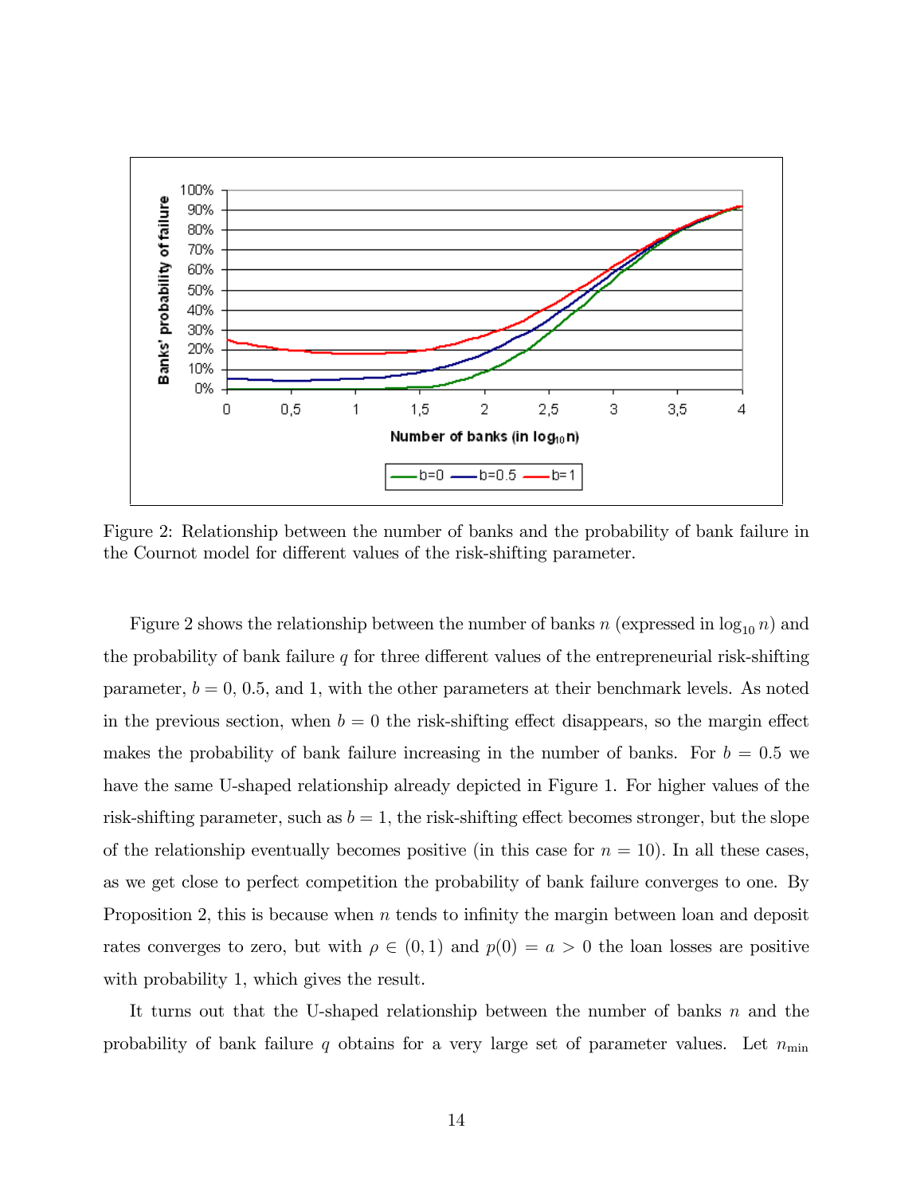Figure 2: Relationship between the number of banks and the probability of bank failure in the Cournot model for different values of the risk-shifting parameter.

Figure 2 shows the relationship between the number of banks $n$ (expressed in $\log_{10} n$) and the probability of bank failure $q$ for three different values of the entrepreneurial risk-shifting parameter, $b = 0$, 0.5, and 1, with the other parameters at their benchmark levels. As noted in the previous section, when $b = 0$ the risk-shifting effect disappears, so the margin effect makes the probability of bank failure increasing in the number of banks. For $b = 0.5$ we have the same U-shaped relationship already depicted in Figure 1. For higher values of the risk-shifting parameter, such as $b = 1$, the risk-shifting effect becomes stronger, but the slope of the relationship eventually becomes positive (in this case for $n = 10$). In all these cases, as we get close to perfect competition the probability of bank failure converges to one. By Proposition 2, this is because when $n$ tends to infinity the margin between loan and deposit rates converges to zero, but with $\rho \in (0, 1)$ and $p(0) = a > 0$ the loan losses are positive with probability 1, which gives the result.

It turns out that the U-shaped relationship between the number of banks $n$ and the probability of bank failure $q$ obtains for a very large set of parameter values. Let $n_{\min}$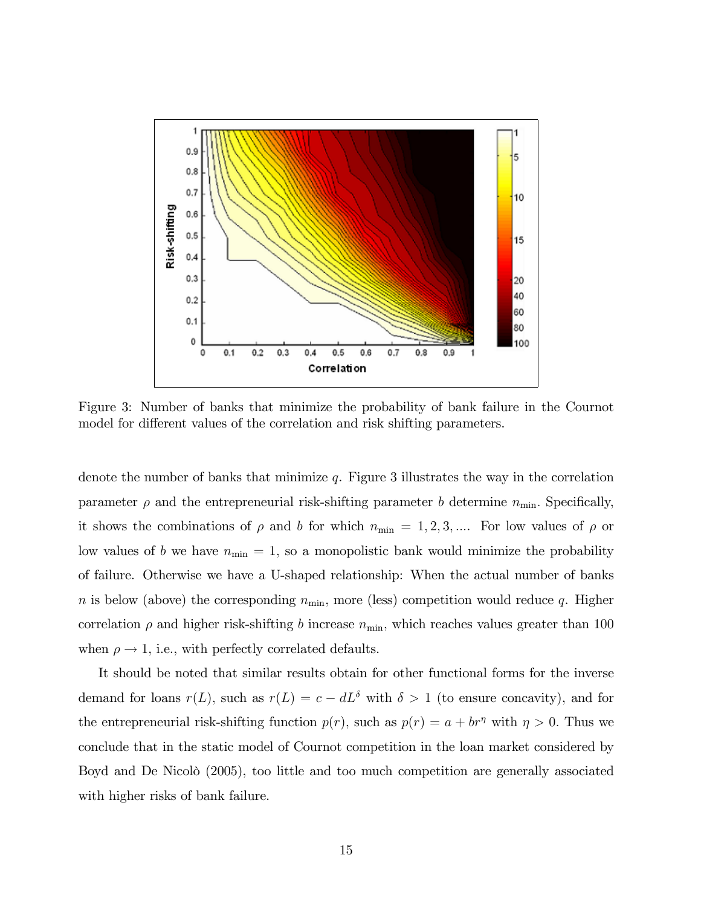Figure 3: Number of banks that minimize the probability of bank failure in the Cournot model for different values of the correlation and risk shifting parameters.

denote the number of banks that minimize $q$. Figure 3 illustrates the way in the correlation parameter $\rho$ and the entrepreneurial risk-shifting parameter $b$ determine $n_{\min}$. Specifically, it shows the combinations of $\rho$ and $b$ for which $n_{\min} = 1, 2, 3, \ldots$. For low values of $\rho$ or low values of $b$ we have $n_{\min} = 1$, so a monopolistic bank would minimize the probability of failure. Otherwise we have a U-shaped relationship: When the actual number of banks $n$ is below (above) the corresponding $n_{\min}$, more (less) competition would reduce $q$. Higher correlation $\rho$ and higher risk-shifting $b$ increase $n_{\min}$, which reaches values greater than 100 when $\rho \to 1$, i.e., with perfectly correlated defaults.

It should be noted that similar results obtain for other functional forms for the inverse demand for loans $r(L)$, such as $r(L) = c - dL^{\delta}$ with $\delta > 1$ (to ensure concavity), and for the entrepreneurial risk-shifting function $p(r)$, such as $p(r) = a + br^{\eta}$ with $\eta > 0$. Thus we conclude that in the static model of Cournot competition in the loan market considered by Boyd and De Nicolò (2005), too little and too much competition are generally associated with higher risks of bank failure.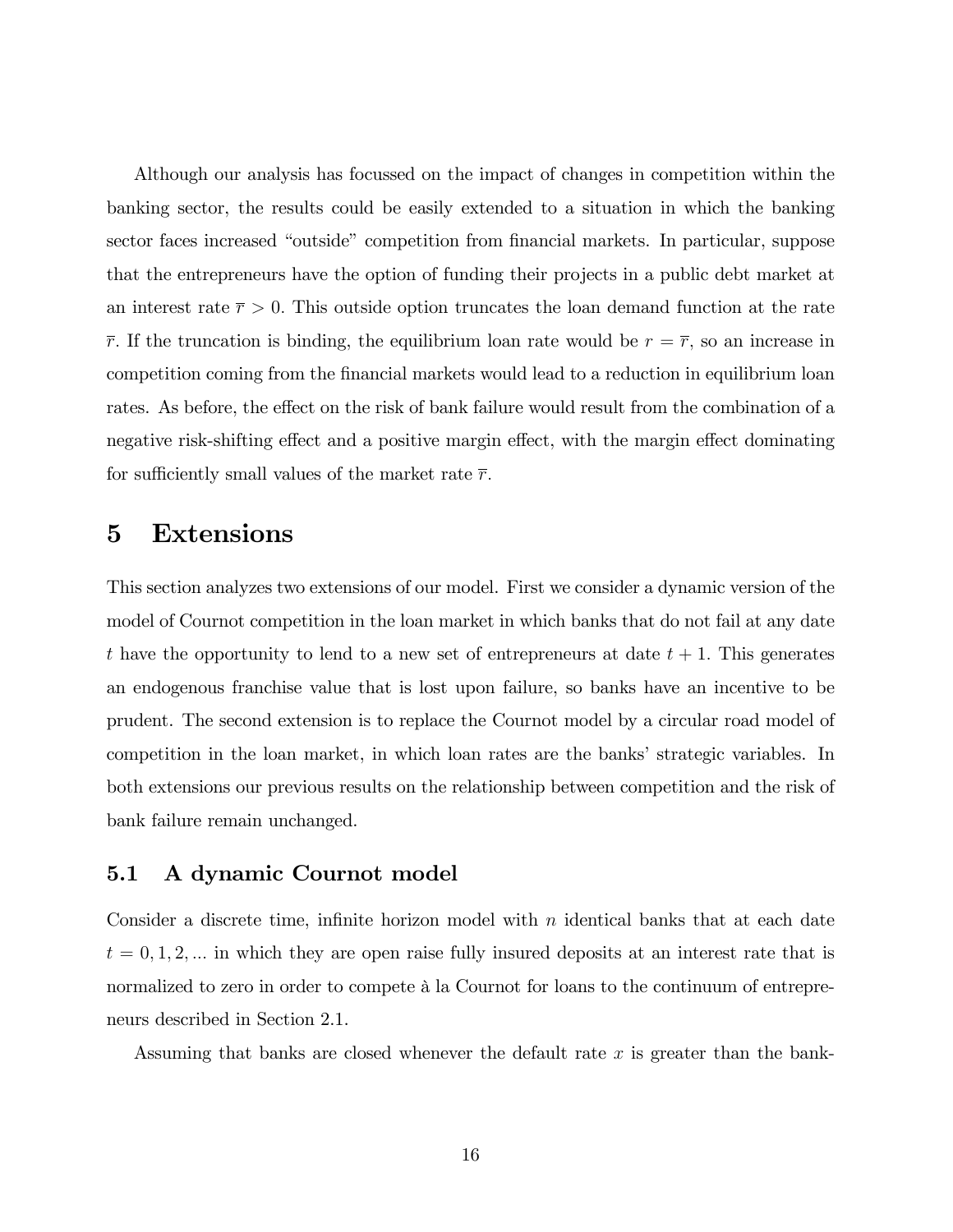Although our analysis has focussed on the impact of changes in competition within the banking sector, the results could be easily extended to a situation in which the banking sector faces increased "outside" competition from financial markets. In particular, suppose that the entrepreneurs have the option of funding their projects in a public debt market at an interest rate $\overline{r} > 0$. This outside option truncates the loan demand function at the rate $\overline{r}$. If the truncation is binding, the equilibrium loan rate would be $r = \overline{r}$, so an increase in competition coming from the financial markets would lead to a reduction in equilibrium loan rates. As before, the effect on the risk of bank failure would result from the combination of a negative risk-shifting effect and a positive margin effect, with the margin effect dominating for sufficiently small values of the market rate $\overline{r}$.

# 5 Extensions

This section analyzes two extensions of our model. First we consider a dynamic version of the model of Cournot competition in the loan market in which banks that do not fail at any date $t$ have the opportunity to lend to a new set of entrepreneurs at date $t+1$. This generates an endogenous franchise value that is lost upon failure, so banks have an incentive to be prudent. The second extension is to replace the Cournot model by a circular road model of competition in the loan market, in which loan rates are the banks' strategic variables. In both extensions our previous results on the relationship between competition and the risk of bank failure remain unchanged.

## 5.1 A dynamic Cournot model

Consider a discrete time, infinite horizon model with $n$ identical banks that at each date $t = 0, 1, 2, ...$ in which they are open raise fully insured deposits at an interest rate that is normalized to zero in order to compete à la Cournot for loans to the continuum of entrepreneurs described in Section 2.1.

Assuming that banks are closed whenever the default rate $x$ is greater than the bank-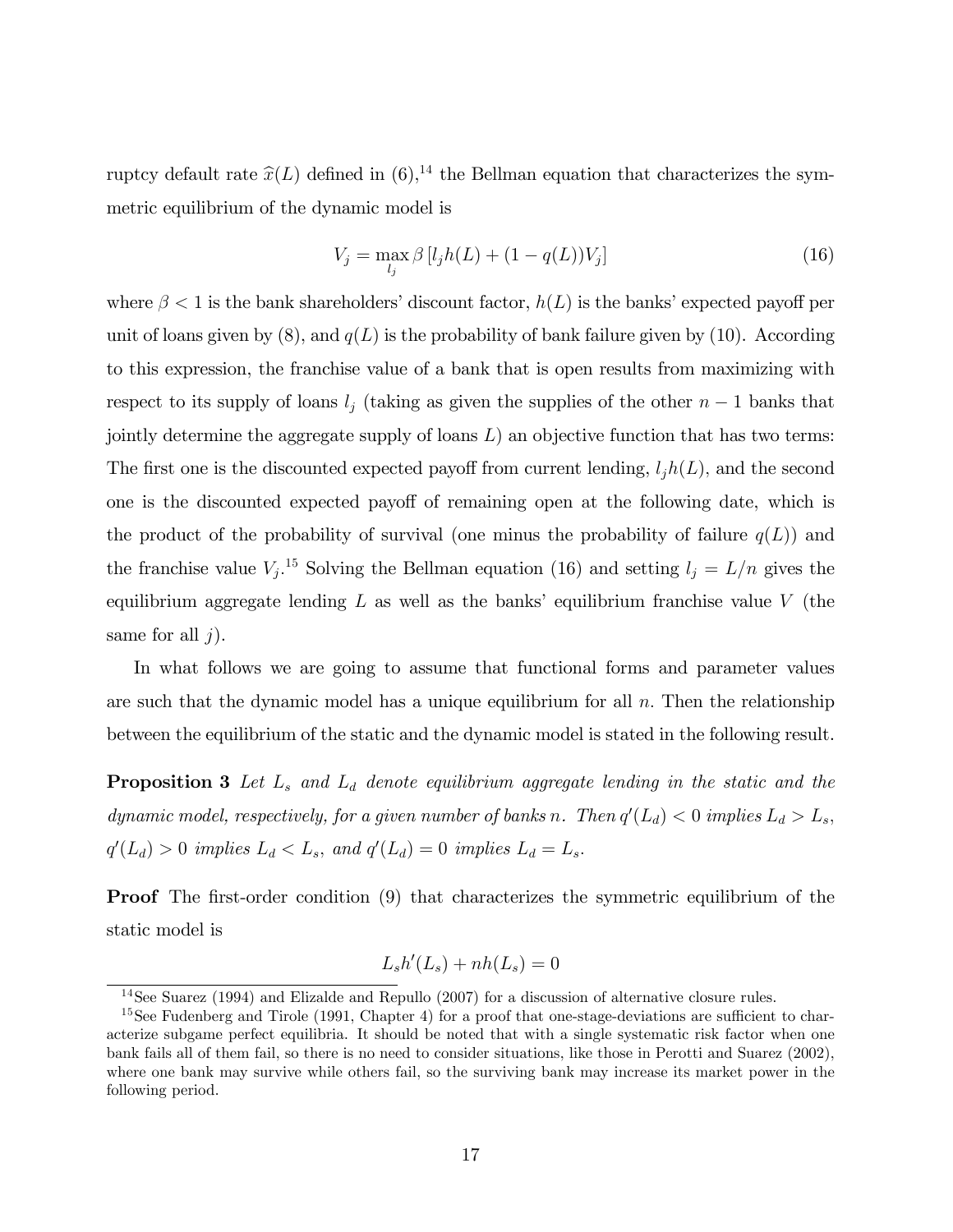ruptcy default rate $\widehat{x}(L)$ defined in (6),[14] the Bellman equation that characterizes the symmetric equilibrium of the dynamic model is

$$V_j = \max_{l_j} \beta \left[ l_j h(L) + (1 - q(L)) V_j \right] \tag{16}$$

where $\beta < 1$ is the bank shareholders' discount factor, $h(L)$ is the banks' expected payoff per unit of loans given by (8), and $q(L)$ is the probability of bank failure given by (10). According to this expression, the franchise value of a bank that is open results from maximizing with respect to its supply of loans $l_j$ (taking as given the supplies of the other $n-1$ banks that jointly determine the aggregate supply of loans $L$) an objective function that has two terms: The first one is the discounted expected payoff from current lending, $l_j h(L)$, and the second one is the discounted expected payoff of remaining open at the following date, which is the product of the probability of survival (one minus the probability of failure $q(L)$) and the franchise value $V_j$.[15] Solving the Bellman equation (16) and setting $l_j = L/n$ gives the equilibrium aggregate lending $L$ as well as the banks' equilibrium franchise value $V$ (the same for all $j$).

In what follows we are going to assume that functional forms and parameter values are such that the dynamic model has a unique equilibrium for all $n$. Then the relationship between the equilibrium of the static and the dynamic model is stated in the following result.

**Proposition 3** *Let $L_s$ and $L_d$ denote equilibrium aggregate lending in the static and the dynamic model, respectively, for a given number of banks $n$. Then $q'(L_d) < 0$ implies $L_d > L_s$, $q'(L_d) > 0$ implies $L_d < L_s$, and $q'(L_d) = 0$ implies $L_d = L_s$.*

**Proof** The first-order condition (9) that characterizes the symmetric equilibrium of the static model is

$$L_s h'(L_s) + n h(L_s) = 0$$

[14] See Suarez (1994) and Elizalde and Repullo (2007) for a discussion of alternative closure rules.

[15] See Fudenberg and Tirole (1991, Chapter 4) for a proof that one-stage-deviations are sufficient to characterize subgame perfect equilibria. It should be noted that with a single systematic risk factor when one bank fails all of them fail, so there is no need to consider situations, like those in Perotti and Suarez (2002), where one bank may survive while others fail, so the surviving bank may increase its market power in the following period.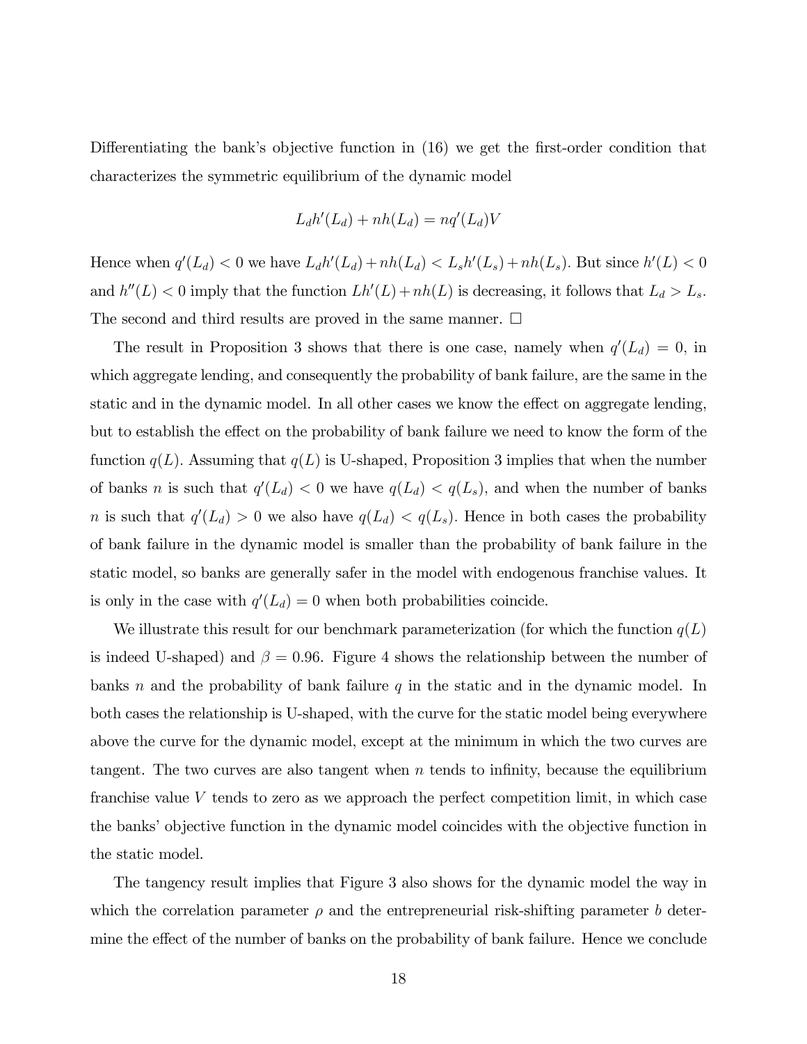Differentiating the bank's objective function in (16) we get the first-order condition that characterizes the symmetric equilibrium of the dynamic model

$$L_d h'(L_d) + nh(L_d) = nq'(L_d)V$$

Hence when $q'(L_d) < 0$ we have $L_d h'(L_d) + nh(L_d) < L_s h'(L_s) + nh(L_s)$. But since $h'(L) < 0$ and $h''(L) < 0$ imply that the function $Lh'(L) + nh(L)$ is decreasing, it follows that $L_d > L_s$. The second and third results are proved in the same manner. $\square$

The result in Proposition 3 shows that there is one case, namely when $q'(L_d) = 0$, in which aggregate lending, and consequently the probability of bank failure, are the same in the static and in the dynamic model. In all other cases we know the effect on aggregate lending, but to establish the effect on the probability of bank failure we need to know the form of the function $q(L)$. Assuming that $q(L)$ is U-shaped, Proposition 3 implies that when the number of banks $n$ is such that $q'(L_d) < 0$ we have $q(L_d) < q(L_s)$, and when the number of banks $n$ is such that $q'(L_d) > 0$ we also have $q(L_d) < q(L_s)$. Hence in both cases the probability of bank failure in the dynamic model is smaller than the probability of bank failure in the static model, so banks are generally safer in the model with endogenous franchise values. It is only in the case with $q'(L_d) = 0$ when both probabilities coincide.

We illustrate this result for our benchmark parameterization (for which the function $q(L)$ is indeed U-shaped) and $\beta = 0.96$. Figure 4 shows the relationship between the number of banks $n$ and the probability of bank failure $q$ in the static and in the dynamic model. In both cases the relationship is U-shaped, with the curve for the static model being everywhere above the curve for the dynamic model, except at the minimum in which the two curves are tangent. The two curves are also tangent when $n$ tends to infinity, because the equilibrium franchise value $V$ tends to zero as we approach the perfect competition limit, in which case the banks' objective function in the dynamic model coincides with the objective function in the static model.

The tangency result implies that Figure 3 also shows for the dynamic model the way in which the correlation parameter $\rho$ and the entrepreneurial risk-shifting parameter $b$ determine the effect of the number of banks on the probability of bank failure. Hence we conclude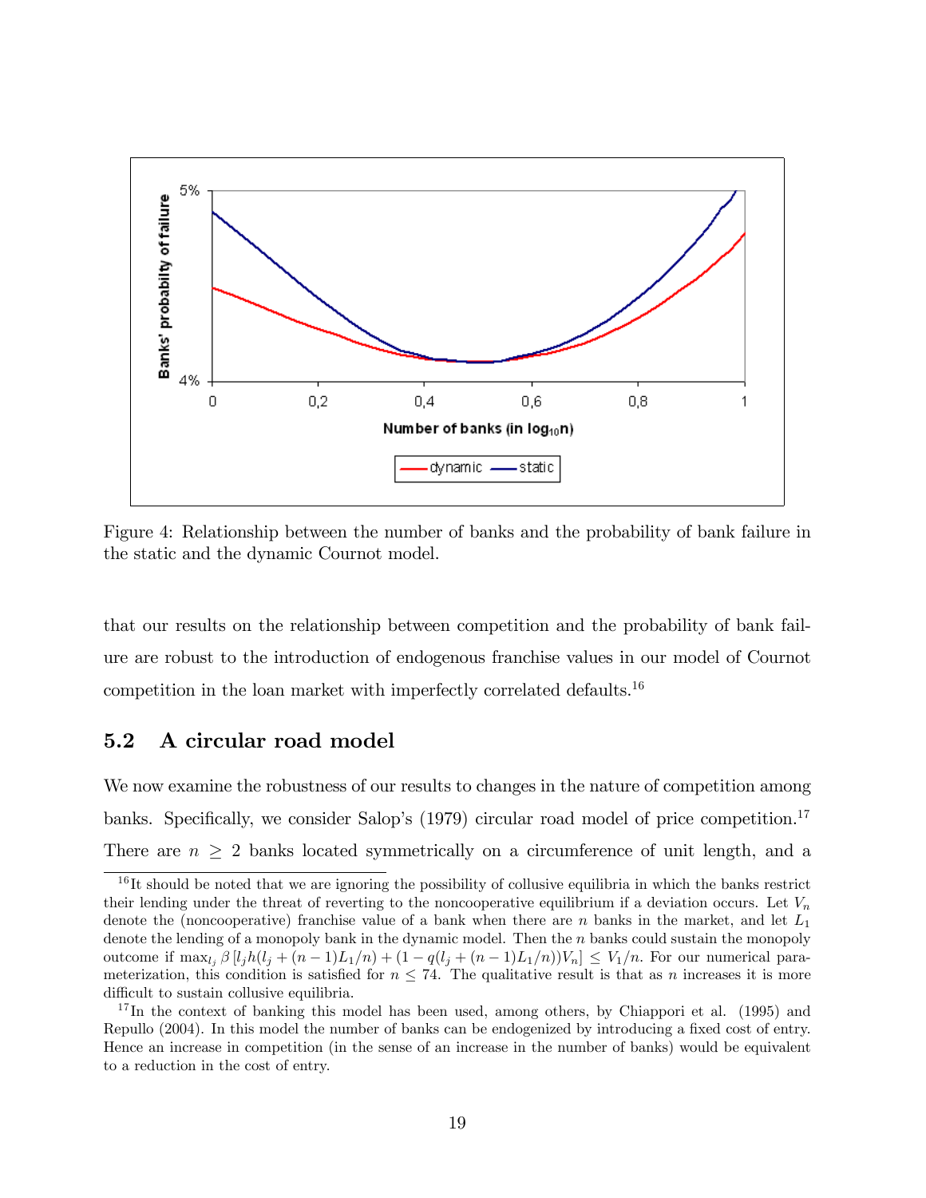Figure 4: Relationship between the number of banks and the probability of bank failure in the static and the dynamic Cournot model.

that our results on the relationship between competition and the probability of bank failure are robust to the introduction of endogenous franchise values in our model of Cournot competition in the loan market with imperfectly correlated defaults.[16]

## 5.2 A circular road model

We now examine the robustness of our results to changes in the nature of competition among banks. Specifically, we consider Salop's (1979) circular road model of price competition.[17] There are $n \geq 2$ banks located symmetrically on a circumference of unit length, and a

---

[16] It should be noted that we are ignoring the possibility of collusive equilibria in which the banks restrict their lending under the threat of reverting to the noncooperative equilibrium if a deviation occurs. Let $V_n$ denote the (noncooperative) franchise value of a bank when there are $n$ banks in the market, and let $L_1$ denote the lending of a monopoly bank in the dynamic model. Then the $n$ banks could sustain the monopoly outcome if $\max_{l_j} \beta \left[ l_j h(l_j + (n-1)L_1/n) + (1 - q(l_j + (n-1)L_1/n))V_n \right] \leq V_1/n$. For our numerical parameterization, this condition is satisfied for $n \leq 74$. The qualitative result is that as $n$ increases it is more difficult to sustain collusive equilibria.

[17] In the context of banking this model has been used, among others, by Chiappori et al. (1995) and Repullo (2004). In this model the number of banks can be endogenized by introducing a fixed cost of entry. Hence an increase in competition (in the sense of an increase in the number of banks) would be equivalent to a reduction in the cost of entry.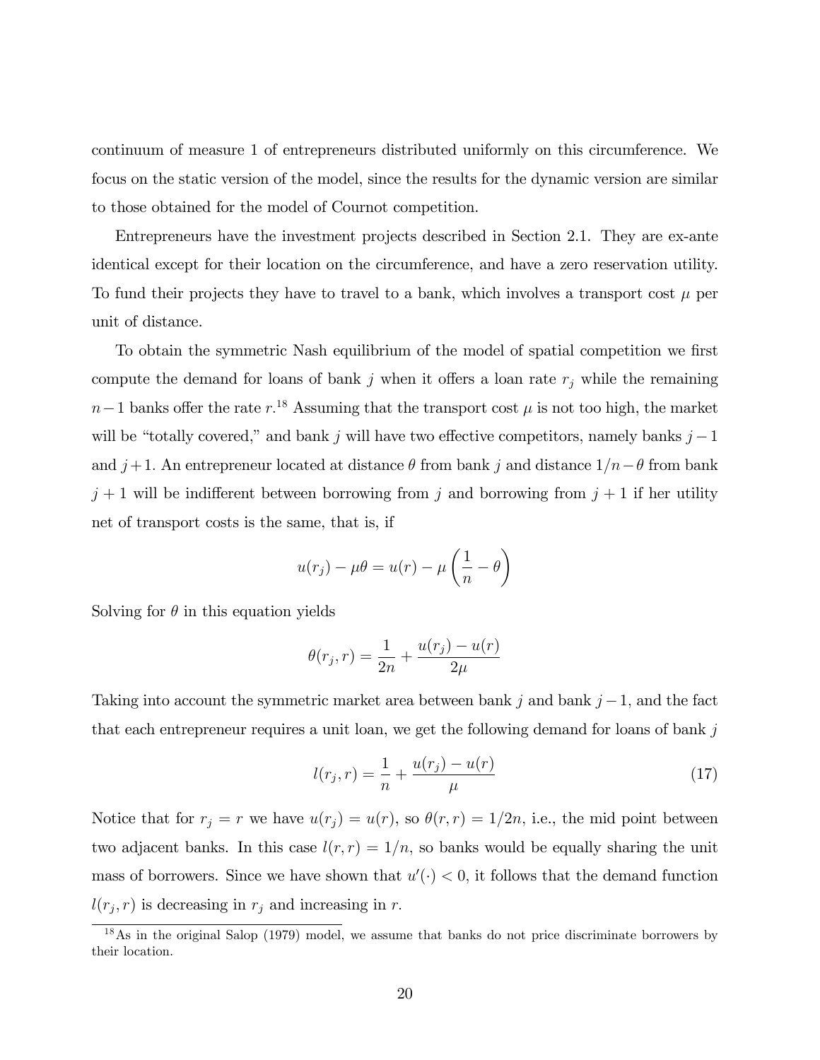continuum of measure 1 of entrepreneurs distributed uniformly on this circumference. We focus on the static version of the model, since the results for the dynamic version are similar to those obtained for the model of Cournot competition.

Entrepreneurs have the investment projects described in Section 2.1. They are ex-ante identical except for their location on the circumference, and have a zero reservation utility. To fund their projects they have to travel to a bank, which involves a transport cost $\mu$ per unit of distance.

To obtain the symmetric Nash equilibrium of the model of spatial competition we first compute the demand for loans of bank $j$ when it offers a loan rate $r_j$ while the remaining $n-1$ banks offer the rate $r$.[18] Assuming that the transport cost $\mu$ is not too high, the market will be "totally covered," and bank $j$ will have two effective competitors, namely banks $j-1$ and $j+1$. An entrepreneur located at distance $\theta$ from bank $j$ and distance $1/n-\theta$ from bank $j+1$ will be indifferent between borrowing from $j$ and borrowing from $j+1$ if her utility net of transport costs is the same, that is, if

$$u(r_j) - \mu\theta = u(r) - \mu\left(\frac{1}{n} - \theta\right)$$

Solving for $\theta$ in this equation yields

$$\theta(r_j, r) = \frac{1}{2n} + \frac{u(r_j) - u(r)}{2\mu}$$

Taking into account the symmetric market area between bank $j$ and bank $j-1$, and the fact that each entrepreneur requires a unit loan, we get the following demand for loans of bank $j$

$$l(r_j, r) = \frac{1}{n} + \frac{u(r_j) - u(r)}{\mu} \tag{17}$$

Notice that for $r_j = r$ we have $u(r_j) = u(r)$, so $\theta(r, r) = 1/2n$, i.e., the mid point between two adjacent banks. In this case $l(r, r) = 1/n$, so banks would be equally sharing the unit mass of borrowers. Since we have shown that $u'(\cdot) < 0$, it follows that the demand function $l(r_j, r)$ is decreasing in $r_j$ and increasing in $r$.

[18] As in the original Salop (1979) model, we assume that banks do not price discriminate borrowers by their location.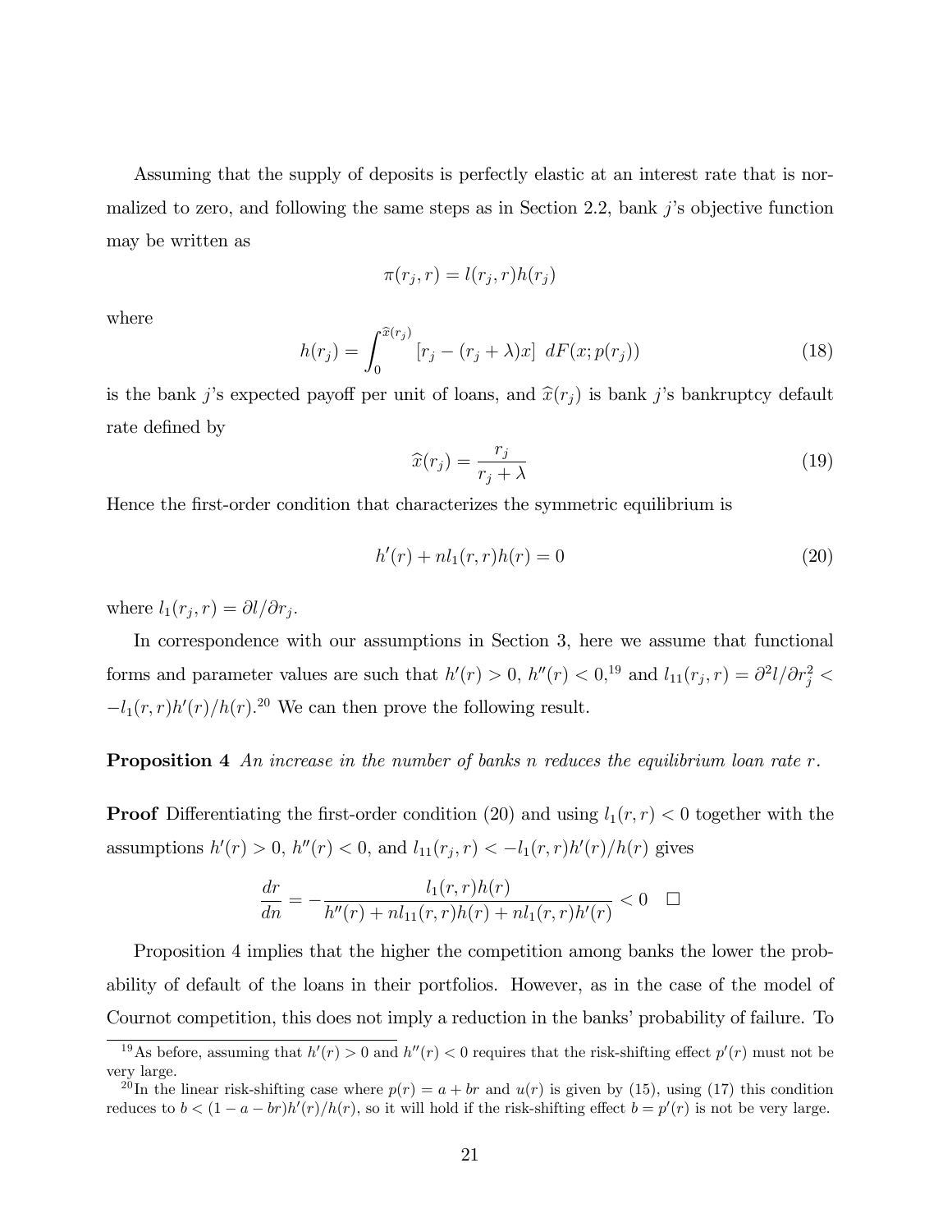Assuming that the supply of deposits is perfectly elastic at an interest rate that is normalized to zero, and following the same steps as in Section 2.2, bank $j$'s objective function may be written as

$$\pi(r_j, r) = l(r_j, r)h(r_j)$$

where

$$h(r_j) = \int_0^{\widehat{x}(r_j)} [r_j - (r_j + \lambda)x] \ dF(x; p(r_j)) \tag{18}$$

is the bank $j$'s expected payoff per unit of loans, and $\widehat{x}(r_j)$ is bank $j$'s bankruptcy default rate defined by

$$\widehat{x}(r_j) = \frac{r_j}{r_j + \lambda} \tag{19}$$

Hence the first-order condition that characterizes the symmetric equilibrium is

$$h'(r) + nl_1(r, r)h(r) = 0 \tag{20}$$

where $l_1(r_j, r) = \partial l/\partial r_j$.

In correspondence with our assumptions in Section 3, here we assume that functional forms and parameter values are such that $h'(r) > 0$, $h''(r) < 0$,[19] and $l_{11}(r_j, r) = \partial^2 l/\partial r_j^2 < -l_1(r, r)h'(r)/h(r)$.[20] We can then prove the following result.

**Proposition 4** *An increase in the number of banks $n$ reduces the equilibrium loan rate $r$.*

**Proof** Differentiating the first-order condition (20) and using $l_1(r, r) < 0$ together with the assumptions $h'(r) > 0$, $h''(r) < 0$, and $l_{11}(r_j, r) < -l_1(r, r)h'(r)/h(r)$ gives

$$\frac{dr}{dn} = -\frac{l_1(r, r)h(r)}{h''(r) + nl_{11}(r, r)h(r) + nl_1(r, r)h'(r)} < 0 \quad \square$$

Proposition 4 implies that the higher the competition among banks the lower the probability of default of the loans in their portfolios. However, as in the case of the model of Cournot competition, this does not imply a reduction in the banks' probability of failure. To

[19] As before, assuming that $h'(r) > 0$ and $h''(r) < 0$ requires that the risk-shifting effect $p'(r)$ must not be very large.

[20] In the linear risk-shifting case where $p(r) = a + br$ and $u(r)$ is given by (15), using (17) this condition reduces to $b < (1 - a - br)h'(r)/h(r)$, so it will hold if the risk-shifting effect $b = p'(r)$ is not be very large.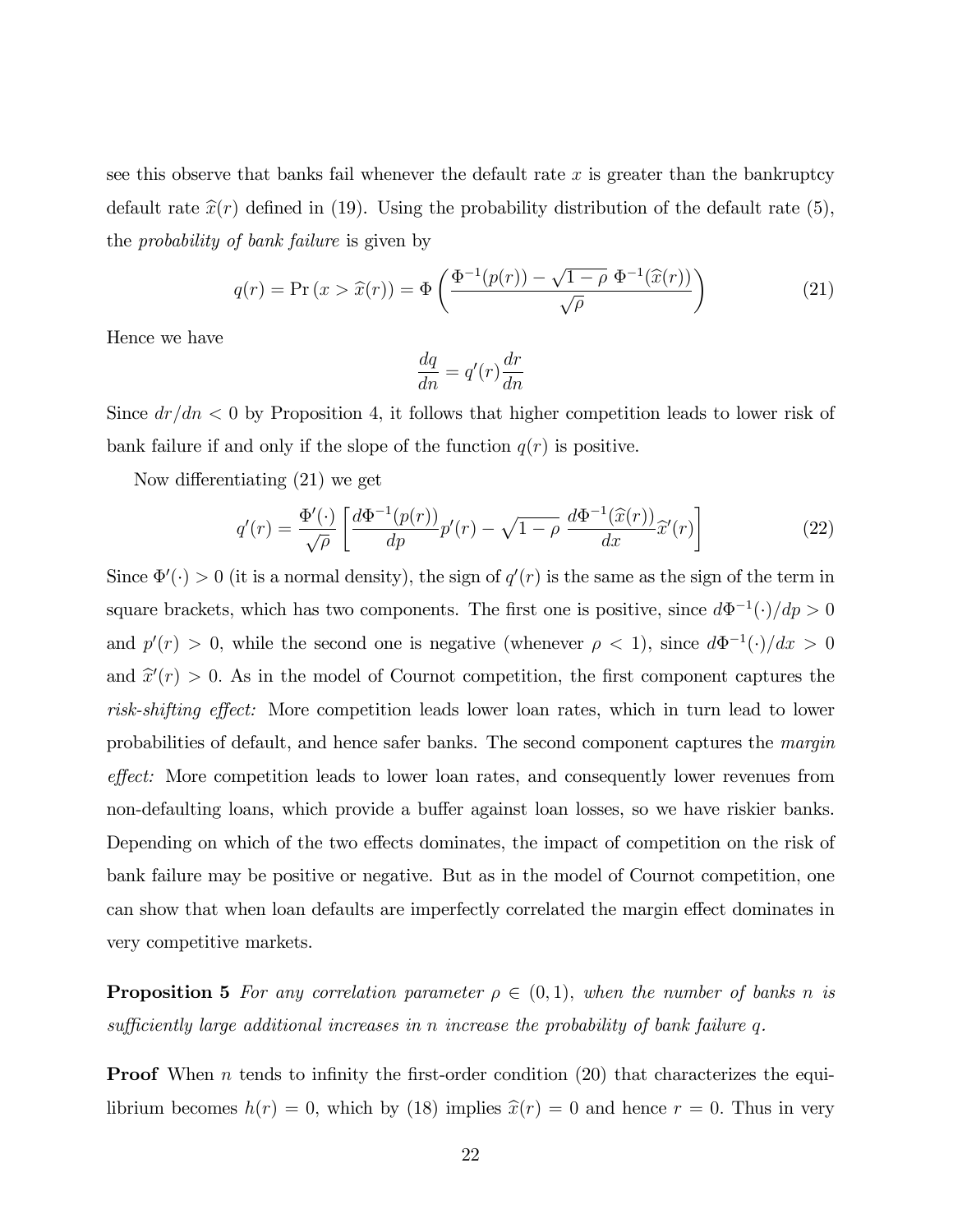see this observe that banks fail whenever the default rate $x$ is greater than the bankruptcy default rate $\widehat{x}(r)$ defined in (19). Using the probability distribution of the default rate (5), the *probability of bank failure* is given by

$$q(r) = \Pr\left(x > \widehat{x}(r)\right) = \Phi\left(\frac{\Phi^{-1}(p(r)) - \sqrt{1-\rho}\ \Phi^{-1}(\widehat{x}(r))}{\sqrt{\rho}}\right) \tag{21}$$

Hence we have

$$\frac{dq}{dn} = q'(r)\frac{dr}{dn}$$

Since $dr/dn < 0$ by Proposition 4, it follows that higher competition leads to lower risk of bank failure if and only if the slope of the function $q(r)$ is positive.

Now differentiating (21) we get

$$q'(r) = \frac{\Phi'(\cdot)}{\sqrt{\rho}}\left[\frac{d\Phi^{-1}(p(r))}{dp}p'(r) - \sqrt{1-\rho}\ \frac{d\Phi^{-1}(\widehat{x}(r))}{dx}\widehat{x}'(r)\right] \tag{22}$$

Since $\Phi'(\cdot) > 0$ (it is a normal density), the sign of $q'(r)$ is the same as the sign of the term in square brackets, which has two components. The first one is positive, since $d\Phi^{-1}(\cdot)/dp > 0$ and $p'(r) > 0$, while the second one is negative (whenever $\rho < 1$), since $d\Phi^{-1}(\cdot)/dx > 0$ and $\widehat{x}'(r) > 0$. As in the model of Cournot competition, the first component captures the *risk-shifting effect:* More competition leads lower loan rates, which in turn lead to lower probabilities of default, and hence safer banks. The second component captures the *margin effect:* More competition leads to lower loan rates, and consequently lower revenues from non-defaulting loans, which provide a buffer against loan losses, so we have riskier banks. Depending on which of the two effects dominates, the impact of competition on the risk of bank failure may be positive or negative. But as in the model of Cournot competition, one can show that when loan defaults are imperfectly correlated the margin effect dominates in very competitive markets.

**Proposition 5** *For any correlation parameter $\rho \in (0, 1)$, when the number of banks $n$ is sufficiently large additional increases in $n$ increase the probability of bank failure $q$.*

**Proof** When $n$ tends to infinity the first-order condition (20) that characterizes the equilibrium becomes $h(r) = 0$, which by (18) implies $\widehat{x}(r) = 0$ and hence $r = 0$. Thus in very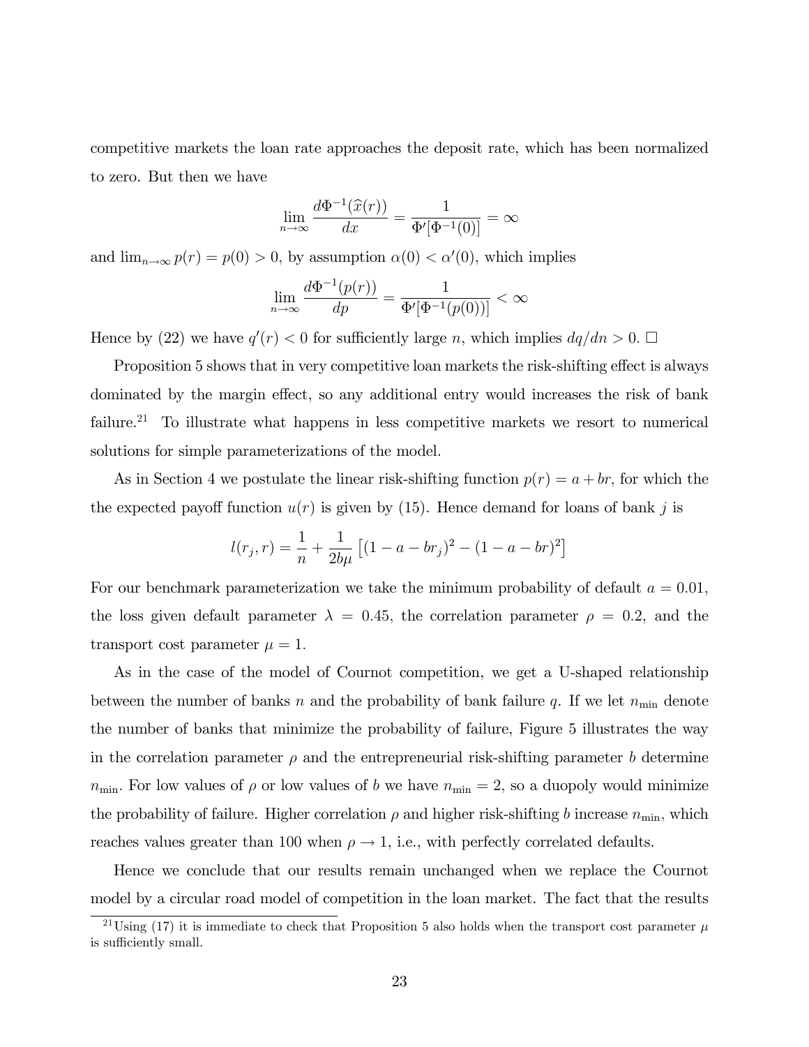competitive markets the loan rate approaches the deposit rate, which has been normalized to zero. But then we have

$$\lim_{n\to\infty} \frac{d\Phi^{-1}(\widehat{x}(r))}{dx} = \frac{1}{\Phi'[\Phi^{-1}(0)]} = \infty$$

and $\lim_{n\to\infty} p(r) = p(0) > 0$, by assumption $\alpha(0) < \alpha'(0)$, which implies

$$\lim_{n\to\infty} \frac{d\Phi^{-1}(p(r))}{dp} = \frac{1}{\Phi'[\Phi^{-1}(p(0))]} < \infty$$

Hence by (22) we have $q'(r) < 0$ for sufficiently large $n$, which implies $dq/dn > 0$. □

Proposition 5 shows that in very competitive loan markets the risk-shifting effect is always dominated by the margin effect, so any additional entry would increases the risk of bank failure.[21] To illustrate what happens in less competitive markets we resort to numerical solutions for simple parameterizations of the model.

As in Section 4 we postulate the linear risk-shifting function $p(r) = a + br$, for which the the expected payoff function $u(r)$ is given by (15). Hence demand for loans of bank $j$ is

$$l(r_j, r) = \frac{1}{n} + \frac{1}{2b\mu}\left[(1 - a - br_j)^2 - (1 - a - br)^2\right]$$

For our benchmark parameterization we take the minimum probability of default $a = 0.01$, the loss given default parameter $\lambda = 0.45$, the correlation parameter $\rho = 0.2$, and the transport cost parameter $\mu = 1$.

As in the case of the model of Cournot competition, we get a U-shaped relationship between the number of banks $n$ and the probability of bank failure $q$. If we let $n_{\min}$ denote the number of banks that minimize the probability of failure, Figure 5 illustrates the way in the correlation parameter $\rho$ and the entrepreneurial risk-shifting parameter $b$ determine $n_{\min}$. For low values of $\rho$ or low values of $b$ we have $n_{\min} = 2$, so a duopoly would minimize the probability of failure. Higher correlation $\rho$ and higher risk-shifting $b$ increase $n_{\min}$, which reaches values greater than 100 when $\rho \to 1$, i.e., with perfectly correlated defaults.

Hence we conclude that our results remain unchanged when we replace the Cournot model by a circular road model of competition in the loan market. The fact that the results

[21] Using (17) it is immediate to check that Proposition 5 also holds when the transport cost parameter $\mu$ is sufficiently small.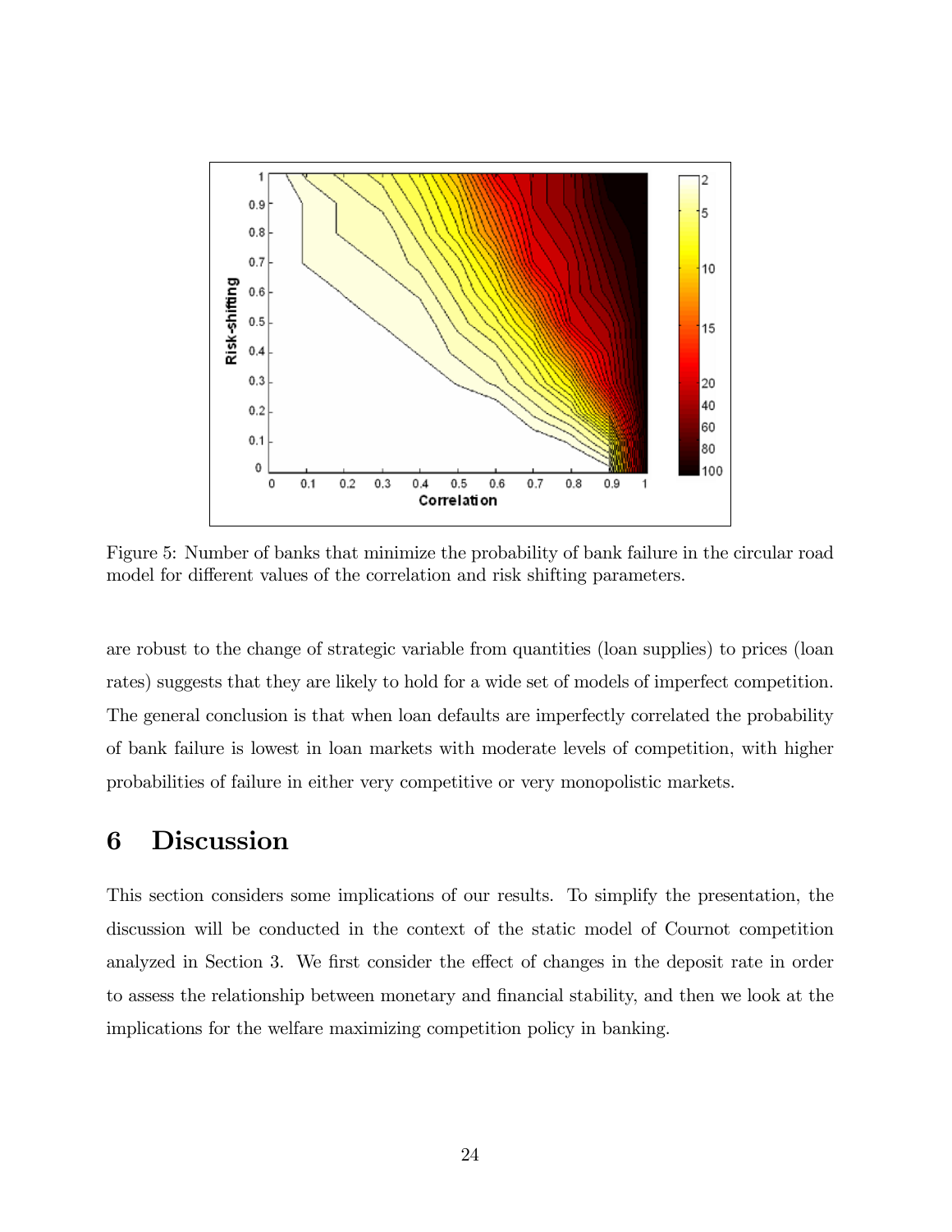Figure 5: Number of banks that minimize the probability of bank failure in the circular road model for different values of the correlation and risk shifting parameters.

are robust to the change of strategic variable from quantities (loan supplies) to prices (loan rates) suggests that they are likely to hold for a wide set of models of imperfect competition. The general conclusion is that when loan defaults are imperfectly correlated the probability of bank failure is lowest in loan markets with moderate levels of competition, with higher probabilities of failure in either very competitive or very monopolistic markets.

# 6 Discussion

This section considers some implications of our results. To simplify the presentation, the discussion will be conducted in the context of the static model of Cournot competition analyzed in Section 3. We first consider the effect of changes in the deposit rate in order to assess the relationship between monetary and financial stability, and then we look at the implications for the welfare maximizing competition policy in banking.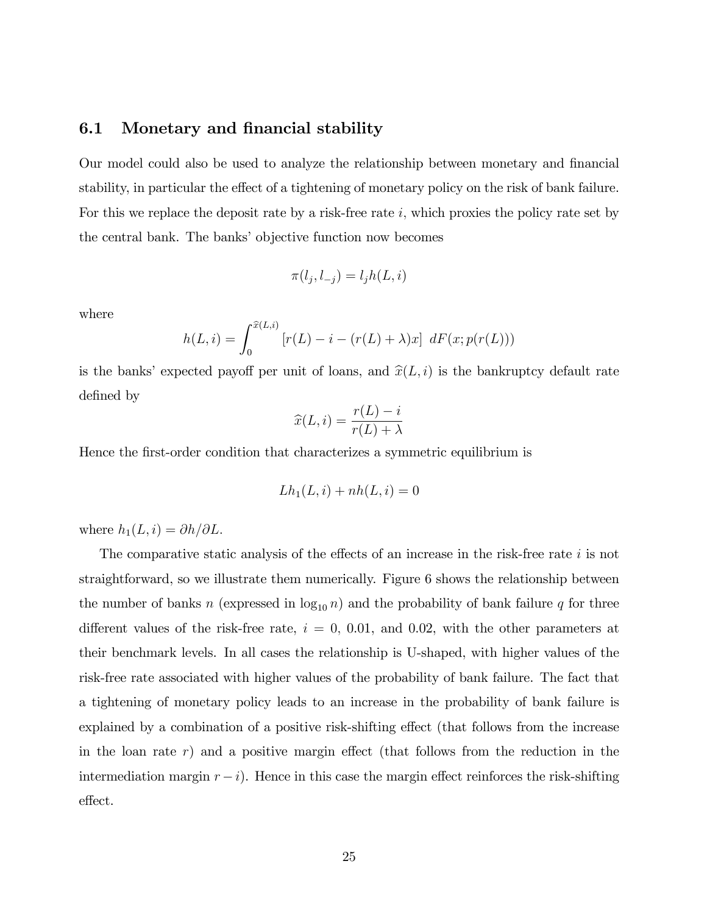## 6.1 Monetary and financial stability

Our model could also be used to analyze the relationship between monetary and financial stability, in particular the effect of a tightening of monetary policy on the risk of bank failure. For this we replace the deposit rate by a risk-free rate $i$, which proxies the policy rate set by the central bank. The banks' objective function now becomes

$$\pi(l_j, l_{-j}) = l_j h(L, i)$$

where

$$h(L, i) = \int_0^{\widehat{x}(L,i)} [r(L) - i - (r(L) + \lambda)x] \; dF(x; p(r(L)))$$

is the banks' expected payoff per unit of loans, and $\widehat{x}(L, i)$ is the bankruptcy default rate defined by

$$\widehat{x}(L, i) = \frac{r(L) - i}{r(L) + \lambda}$$

Hence the first-order condition that characterizes a symmetric equilibrium is

$$Lh_1(L, i) + nh(L, i) = 0$$

where $h_1(L, i) = \partial h / \partial L$.

The comparative static analysis of the effects of an increase in the risk-free rate $i$ is not straightforward, so we illustrate them numerically. Figure 6 shows the relationship between the number of banks $n$ (expressed in $\log_{10} n$) and the probability of bank failure $q$ for three different values of the risk-free rate, $i = 0$, 0.01, and 0.02, with the other parameters at their benchmark levels. In all cases the relationship is U-shaped, with higher values of the risk-free rate associated with higher values of the probability of bank failure. The fact that a tightening of monetary policy leads to an increase in the probability of bank failure is explained by a combination of a positive risk-shifting effect (that follows from the increase in the loan rate $r$) and a positive margin effect (that follows from the reduction in the intermediation margin $r - i$). Hence in this case the margin effect reinforces the risk-shifting effect.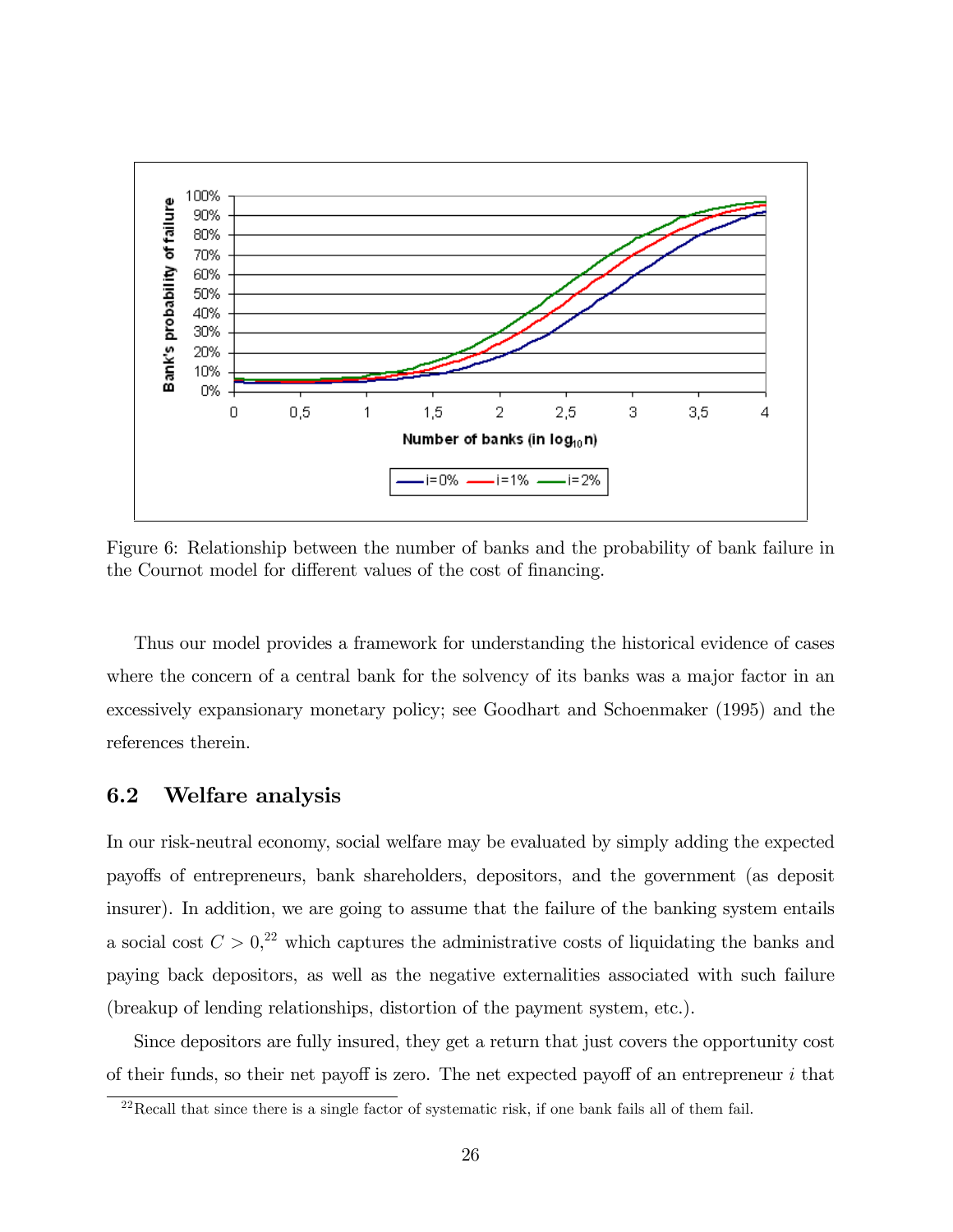Figure 6: Relationship between the number of banks and the probability of bank failure in the Cournot model for different values of the cost of financing.

Thus our model provides a framework for understanding the historical evidence of cases where the concern of a central bank for the solvency of its banks was a major factor in an excessively expansionary monetary policy; see Goodhart and Schoenmaker (1995) and the references therein.

## 6.2 Welfare analysis

In our risk-neutral economy, social welfare may be evaluated by simply adding the expected payoffs of entrepreneurs, bank shareholders, depositors, and the government (as deposit insurer). In addition, we are going to assume that the failure of the banking system entails a social cost $C > 0$,[22] which captures the administrative costs of liquidating the banks and paying back depositors, as well as the negative externalities associated with such failure (breakup of lending relationships, distortion of the payment system, etc.).

Since depositors are fully insured, they get a return that just covers the opportunity cost of their funds, so their net payoff is zero. The net expected payoff of an entrepreneur $i$ that

[22] Recall that since there is a single factor of systematic risk, if one bank fails all of them fail.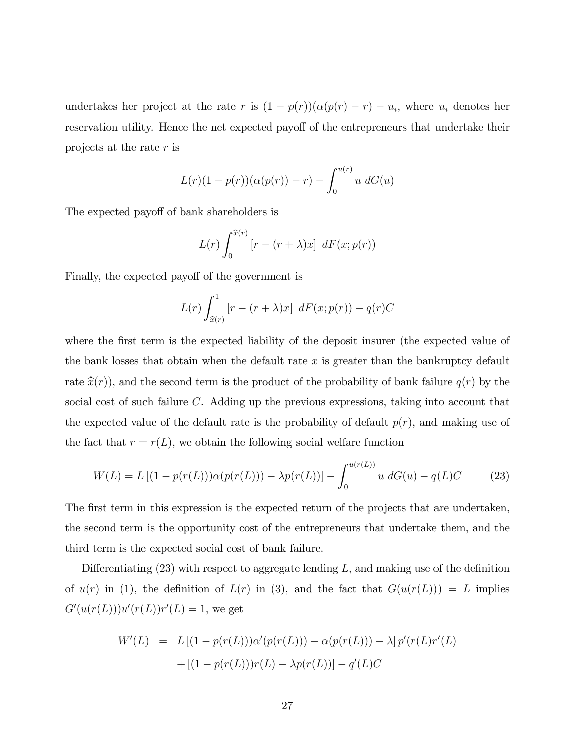undertakes her project at the rate $r$ is $(1-p(r))(\alpha(p(r)-r)-u_i$, where $u_i$ denotes her reservation utility. Hence the net expected payoff of the entrepreneurs that undertake their projects at the rate $r$ is

$$L(r)(1-p(r))(\alpha(p(r))-r)-\int_0^{u(r)} u \; dG(u)$$

The expected payoff of bank shareholders is

$$L(r)\int_0^{\widehat{x}(r)} \left[r-(r+\lambda)x\right] \; dF(x;p(r))$$

Finally, the expected payoff of the government is

$$L(r)\int_{\widehat{x}(r)}^1 \left[r-(r+\lambda)x\right] \; dF(x;p(r))-q(r)C$$

where the first term is the expected liability of the deposit insurer (the expected value of the bank losses that obtain when the default rate $x$ is greater than the bankruptcy default rate $\widehat{x}(r)$), and the second term is the product of the probability of bank failure $q(r)$ by the social cost of such failure $C$. Adding up the previous expressions, taking into account that the expected value of the default rate is the probability of default $p(r)$, and making use of the fact that $r=r(L)$, we obtain the following social welfare function

$$W(L)=L\left[(1-p(r(L)))\alpha(p(r(L)))-\lambda p(r(L))\right]-\int_0^{u(r(L))} u \; dG(u)-q(L)C \tag{23}$$

The first term in this expression is the expected return of the projects that are undertaken, the second term is the opportunity cost of the entrepreneurs that undertake them, and the third term is the expected social cost of bank failure.

Differentiating (23) with respect to aggregate lending $L$, and making use of the definition of $u(r)$ in (1), the definition of $L(r)$ in (3), and the fact that $G(u(r(L)))=L$ implies $G'(u(r(L)))u'(r(L))r'(L)=1$, we get

$$\begin{aligned} W'(L) &= L\left[(1-p(r(L)))\alpha'(p(r(L)))-\alpha(p(r(L)))-\lambda\right]p'(r(L)r'(L) \\ &\quad +\left[(1-p(r(L)))r(L)-\lambda p(r(L))\right]-q'(L)C \end{aligned}$$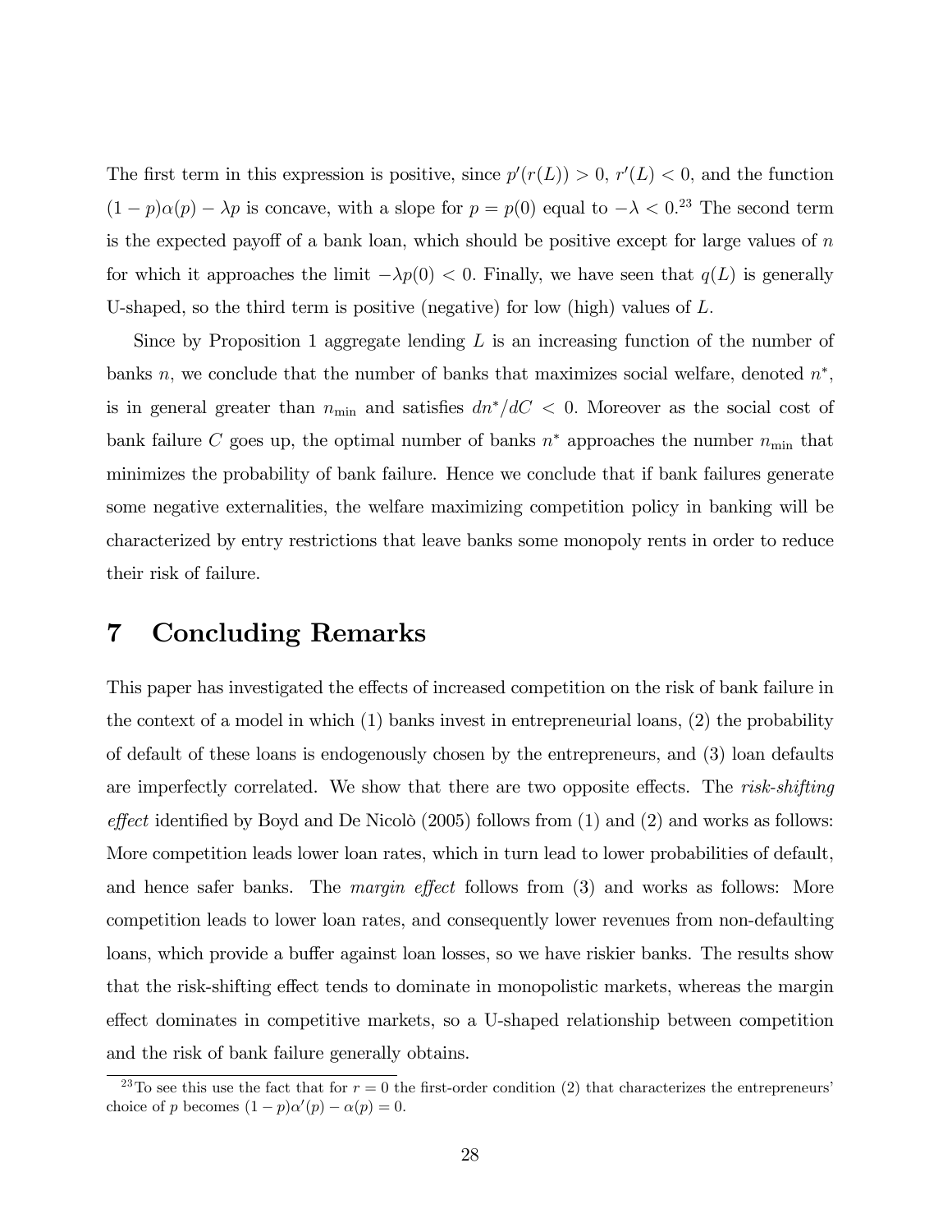The first term in this expression is positive, since $p'(r(L)) > 0$, $r'(L) < 0$, and the function $(1-p)\alpha(p) - \lambda p$ is concave, with a slope for $p = p(0)$ equal to $-\lambda < 0$.[23] The second term is the expected payoff of a bank loan, which should be positive except for large values of $n$ for which it approaches the limit $-\lambda p(0) < 0$. Finally, we have seen that $q(L)$ is generally U-shaped, so the third term is positive (negative) for low (high) values of $L$.

Since by Proposition 1 aggregate lending $L$ is an increasing function of the number of banks $n$, we conclude that the number of banks that maximizes social welfare, denoted $n^*$, is in general greater than $n_{\min}$ and satisfies $dn^*/dC < 0$. Moreover as the social cost of bank failure $C$ goes up, the optimal number of banks $n^*$ approaches the number $n_{\min}$ that minimizes the probability of bank failure. Hence we conclude that if bank failures generate some negative externalities, the welfare maximizing competition policy in banking will be characterized by entry restrictions that leave banks some monopoly rents in order to reduce their risk of failure.

# 7 Concluding Remarks

This paper has investigated the effects of increased competition on the risk of bank failure in the context of a model in which (1) banks invest in entrepreneurial loans, (2) the probability of default of these loans is endogenously chosen by the entrepreneurs, and (3) loan defaults are imperfectly correlated. We show that there are two opposite effects. The *risk-shifting effect* identified by Boyd and De Nicolò (2005) follows from (1) and (2) and works as follows: More competition leads lower loan rates, which in turn lead to lower probabilities of default, and hence safer banks. The *margin effect* follows from (3) and works as follows: More competition leads to lower loan rates, and consequently lower revenues from non-defaulting loans, which provide a buffer against loan losses, so we have riskier banks. The results show that the risk-shifting effect tends to dominate in monopolistic markets, whereas the margin effect dominates in competitive markets, so a U-shaped relationship between competition and the risk of bank failure generally obtains.

---

[23] To see this use the fact that for $r = 0$ the first-order condition (2) that characterizes the entrepreneurs' choice of $p$ becomes $(1-p)\alpha'(p) - \alpha(p) = 0$.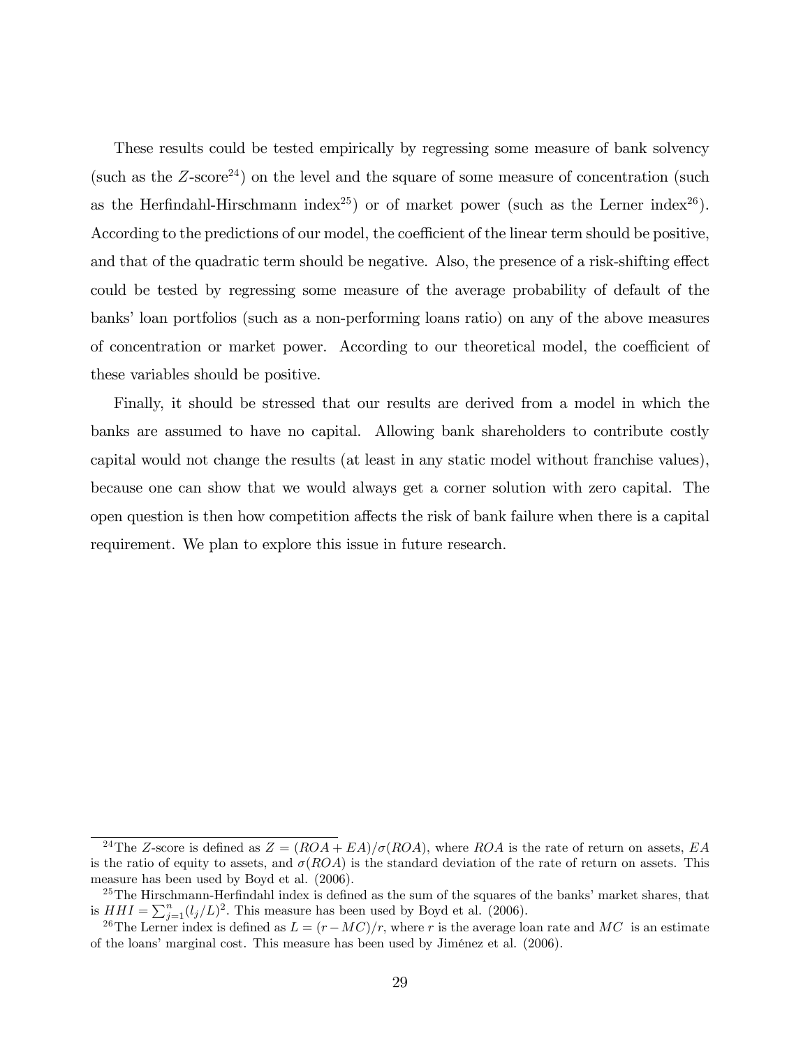These results could be tested empirically by regressing some measure of bank solvency (such as the $Z$-score[24]) on the level and the square of some measure of concentration (such as the Herfindahl-Hirschmann index[25]) or of market power (such as the Lerner index[26]). According to the predictions of our model, the coefficient of the linear term should be positive, and that of the quadratic term should be negative. Also, the presence of a risk-shifting effect could be tested by regressing some measure of the average probability of default of the banks' loan portfolios (such as a non-performing loans ratio) on any of the above measures of concentration or market power. According to our theoretical model, the coefficient of these variables should be positive.

Finally, it should be stressed that our results are derived from a model in which the banks are assumed to have no capital. Allowing bank shareholders to contribute costly capital would not change the results (at least in any static model without franchise values), because one can show that we would always get a corner solution with zero capital. The open question is then how competition affects the risk of bank failure when there is a capital requirement. We plan to explore this issue in future research.

---

[24] The $Z$-score is defined as $Z = (ROA + EA)/\sigma(ROA)$, where $ROA$ is the rate of return on assets, $EA$ is the ratio of equity to assets, and $\sigma(ROA)$ is the standard deviation of the rate of return on assets. This measure has been used by Boyd et al. (2006).

[25] The Hirschmann-Herfindahl index is defined as the sum of the squares of the banks' market shares, that is $HHI = \sum_{j=1}^{n}(l_j/L)^2$. This measure has been used by Boyd et al. (2006).

[26] The Lerner index is defined as $L = (r - MC)/r$, where $r$ is the average loan rate and $MC$ is an estimate of the loans' marginal cost. This measure has been used by Jiménez et al. (2006).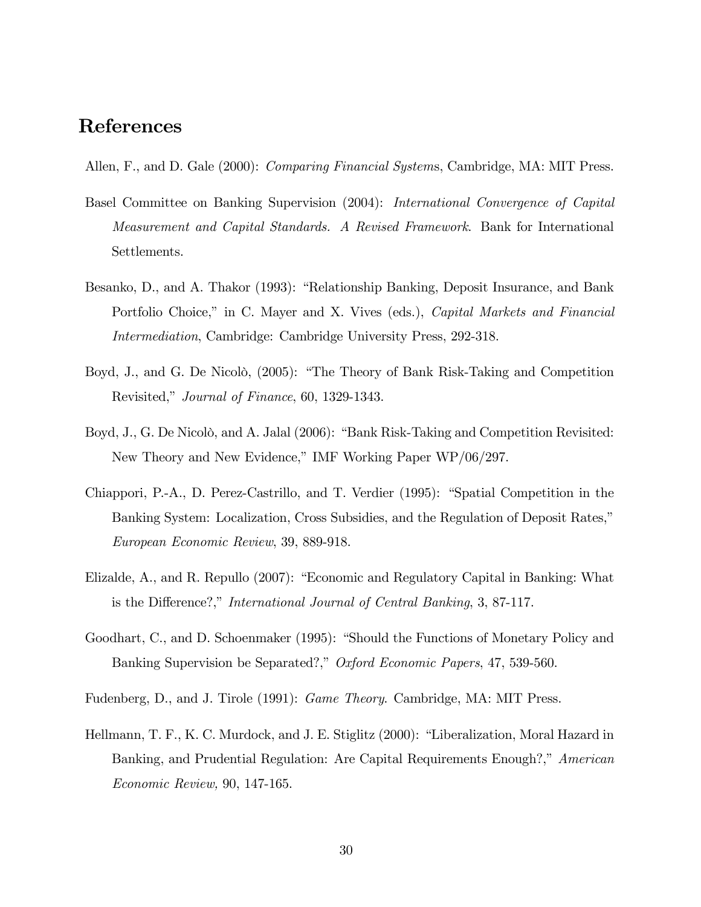# References

Allen, F., and D. Gale (2000): *Comparing Financial Systems*, Cambridge, MA: MIT Press.

Basel Committee on Banking Supervision (2004): *International Convergence of Capital Measurement and Capital Standards. A Revised Framework*. Bank for International Settlements.

Besanko, D., and A. Thakor (1993): "Relationship Banking, Deposit Insurance, and Bank Portfolio Choice," in C. Mayer and X. Vives (eds.), *Capital Markets and Financial Intermediation*, Cambridge: Cambridge University Press, 292-318.

Boyd, J., and G. De Nicolò, (2005): "The Theory of Bank Risk-Taking and Competition Revisited," *Journal of Finance*, 60, 1329-1343.

Boyd, J., G. De Nicolò, and A. Jalal (2006): "Bank Risk-Taking and Competition Revisited: New Theory and New Evidence," IMF Working Paper WP/06/297.

Chiappori, P.-A., D. Perez-Castrillo, and T. Verdier (1995): "Spatial Competition in the Banking System: Localization, Cross Subsidies, and the Regulation of Deposit Rates," *European Economic Review*, 39, 889-918.

Elizalde, A., and R. Repullo (2007): "Economic and Regulatory Capital in Banking: What is the Difference?," *International Journal of Central Banking*, 3, 87-117.

Goodhart, C., and D. Schoenmaker (1995): "Should the Functions of Monetary Policy and Banking Supervision be Separated?," *Oxford Economic Papers*, 47, 539-560.

Fudenberg, D., and J. Tirole (1991): *Game Theory.* Cambridge, MA: MIT Press.

Hellmann, T. F., K. C. Murdock, and J. E. Stiglitz (2000): "Liberalization, Moral Hazard in Banking, and Prudential Regulation: Are Capital Requirements Enough?," *American Economic Review,* 90, 147-165.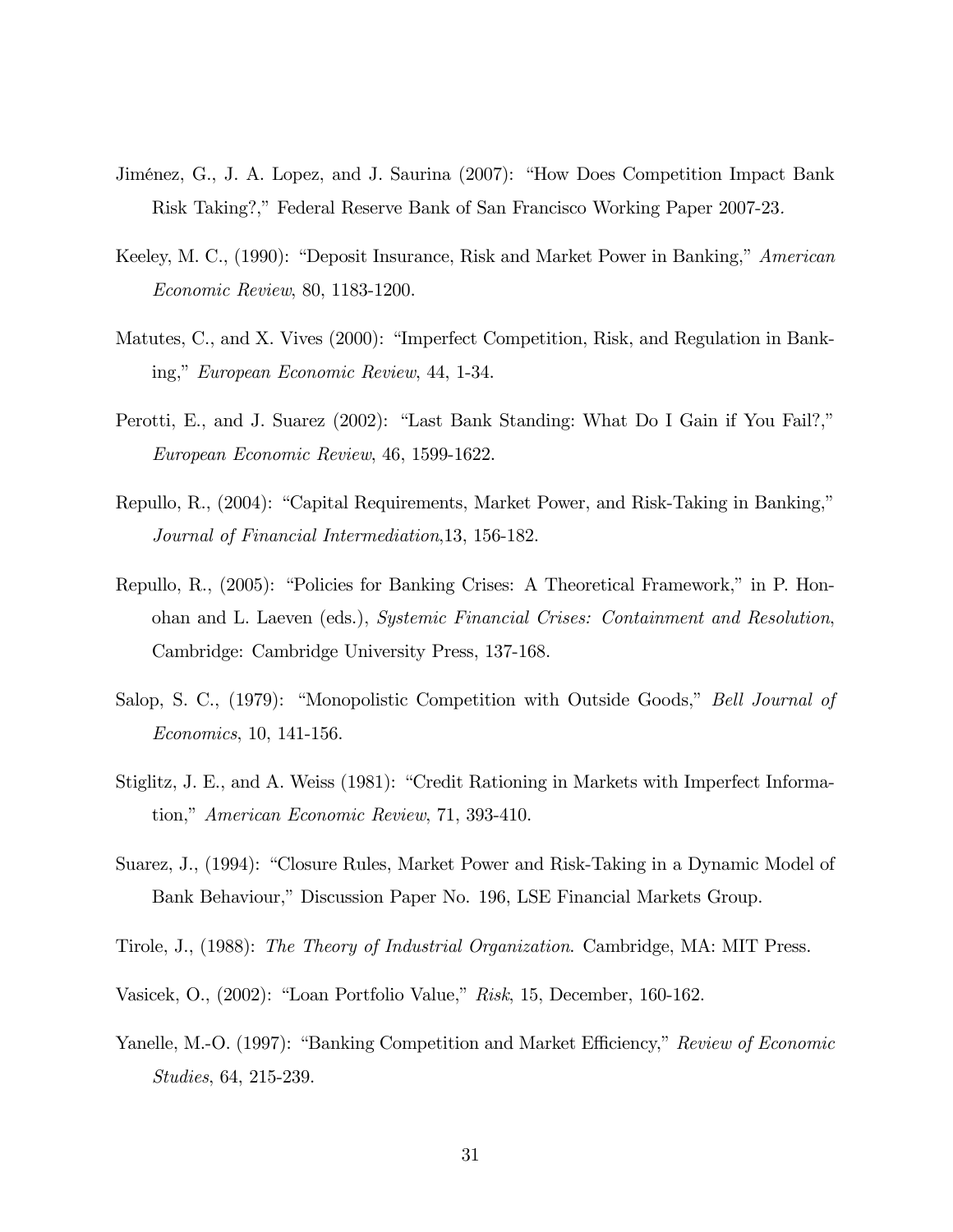Jiménez, G., J. A. Lopez, and J. Saurina (2007): "How Does Competition Impact Bank Risk Taking?," Federal Reserve Bank of San Francisco Working Paper 2007-23.

Keeley, M. C., (1990): "Deposit Insurance, Risk and Market Power in Banking," *American Economic Review*, 80, 1183-1200.

Matutes, C., and X. Vives (2000): "Imperfect Competition, Risk, and Regulation in Banking," *European Economic Review*, 44, 1-34.

Perotti, E., and J. Suarez (2002): "Last Bank Standing: What Do I Gain if You Fail?," *European Economic Review*, 46, 1599-1622.

Repullo, R., (2004): "Capital Requirements, Market Power, and Risk-Taking in Banking," *Journal of Financial Intermediation*,13, 156-182.

Repullo, R., (2005): "Policies for Banking Crises: A Theoretical Framework," in P. Honohan and L. Laeven (eds.), *Systemic Financial Crises: Containment and Resolution*, Cambridge: Cambridge University Press, 137-168.

Salop, S. C., (1979): "Monopolistic Competition with Outside Goods," *Bell Journal of Economics*, 10, 141-156.

Stiglitz, J. E., and A. Weiss (1981): "Credit Rationing in Markets with Imperfect Information," *American Economic Review*, 71, 393-410.

Suarez, J., (1994): "Closure Rules, Market Power and Risk-Taking in a Dynamic Model of Bank Behaviour," Discussion Paper No. 196, LSE Financial Markets Group.

Tirole, J., (1988): *The Theory of Industrial Organization*. Cambridge, MA: MIT Press.

Vasicek, O., (2002): "Loan Portfolio Value," *Risk*, 15, December, 160-162.

Yanelle, M.-O. (1997): "Banking Competition and Market Efficiency," *Review of Economic Studies*, 64, 215-239.